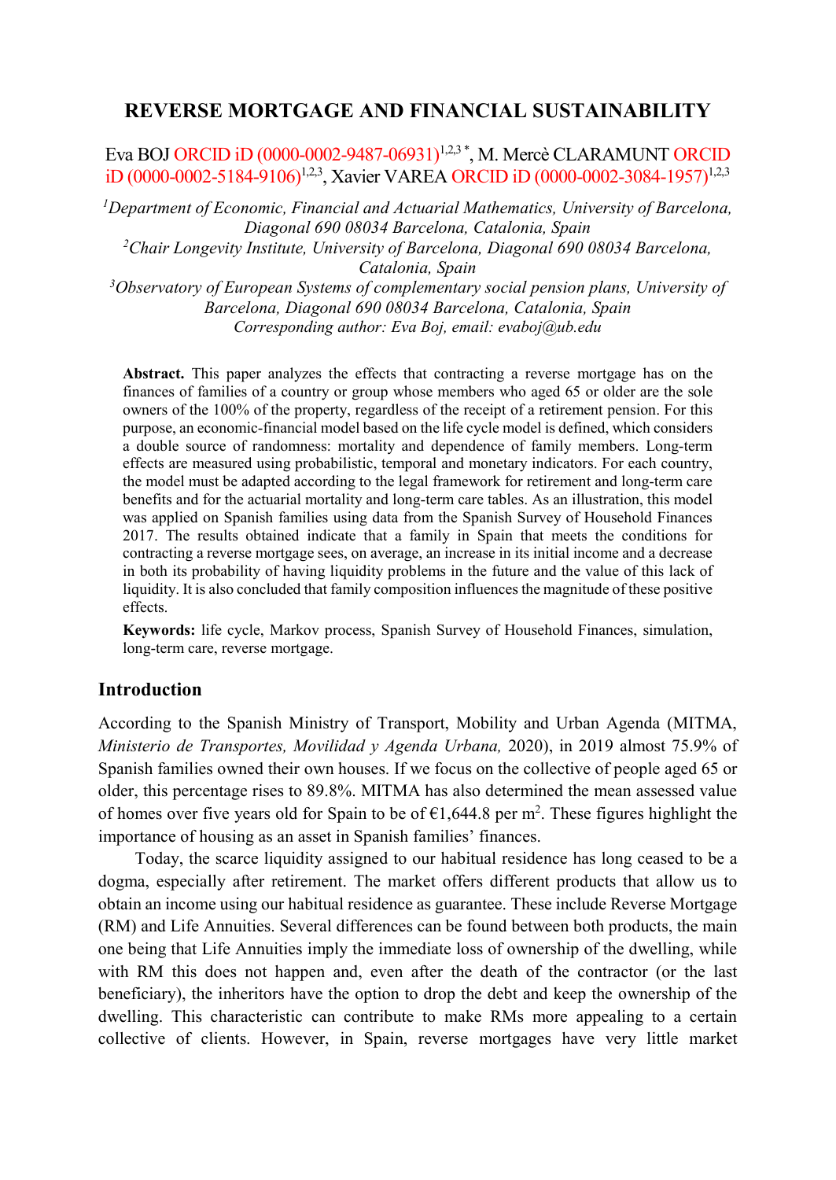# REVERSE MORTGAGE AND FINANCIAL SUSTAINABILITY

Eva BOJ ORCID iD (0000-0002-9487-06931)[1,2,3 *], M. Mercè CLARAMUNT ORCID iD (0000-0002-5184-9106)[1,2,3], Xavier VAREA ORCID iD (0000-0002-3084-1957)[1,2,3]

*[1]Department of Economic, Financial and Actuarial Mathematics, University of Barcelona, Diagonal 690 08034 Barcelona, Catalonia, Spain*
*[2]Chair Longevity Institute, University of Barcelona, Diagonal 690 08034 Barcelona, Catalonia, Spain*
*[3]Observatory of European Systems of complementary social pension plans, University of Barcelona, Diagonal 690 08034 Barcelona, Catalonia, Spain*
*Corresponding author: Eva Boj, email: evaboj@ub.edu*

**Abstract.** This paper analyzes the effects that contracting a reverse mortgage has on the finances of families of a country or group whose members who aged 65 or older are the sole owners of the 100% of the property, regardless of the receipt of a retirement pension. For this purpose, an economic-financial model based on the life cycle model is defined, which considers a double source of randomness: mortality and dependence of family members. Long-term effects are measured using probabilistic, temporal and monetary indicators. For each country, the model must be adapted according to the legal framework for retirement and long-term care benefits and for the actuarial mortality and long-term care tables. As an illustration, this model was applied on Spanish families using data from the Spanish Survey of Household Finances 2017. The results obtained indicate that a family in Spain that meets the conditions for contracting a reverse mortgage sees, on average, an increase in its initial income and a decrease in both its probability of having liquidity problems in the future and the value of this lack of liquidity. It is also concluded that family composition influences the magnitude of these positive effects.

**Keywords:** life cycle, Markov process, Spanish Survey of Household Finances, simulation, long-term care, reverse mortgage.

## Introduction

According to the Spanish Ministry of Transport, Mobility and Urban Agenda (MITMA, *Ministerio de Transportes, Movilidad y Agenda Urbana,* 2020), in 2019 almost 75.9% of Spanish families owned their own houses. If we focus on the collective of people aged 65 or older, this percentage rises to 89.8%. MITMA has also determined the mean assessed value of homes over five years old for Spain to be of €1,644.8 per m$^2$. These figures highlight the importance of housing as an asset in Spanish families' finances.

Today, the scarce liquidity assigned to our habitual residence has long ceased to be a dogma, especially after retirement. The market offers different products that allow us to obtain an income using our habitual residence as guarantee. These include Reverse Mortgage (RM) and Life Annuities. Several differences can be found between both products, the main one being that Life Annuities imply the immediate loss of ownership of the dwelling, while with RM this does not happen and, even after the death of the contractor (or the last beneficiary), the inheritors have the option to drop the debt and keep the ownership of the dwelling. This characteristic can contribute to make RMs more appealing to a certain collective of clients. However, in Spain, reverse mortgages have very little market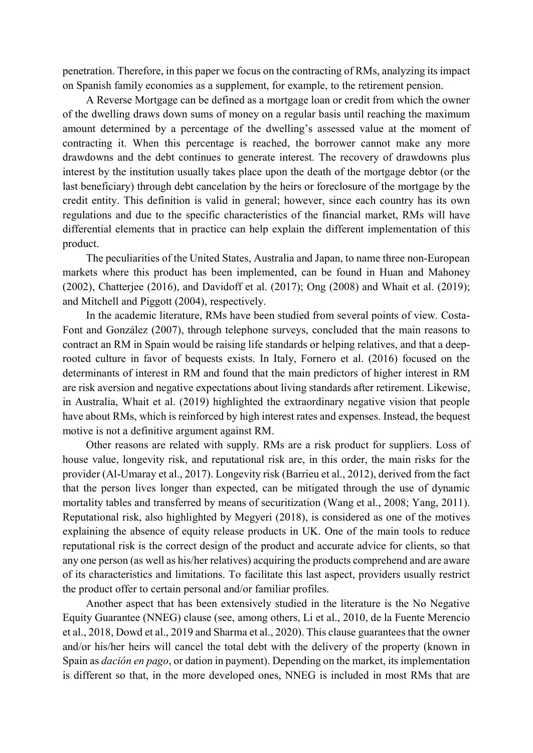penetration. Therefore, in this paper we focus on the contracting of RMs, analyzing its impact on Spanish family economies as a supplement, for example, to the retirement pension.

A Reverse Mortgage can be defined as a mortgage loan or credit from which the owner of the dwelling draws down sums of money on a regular basis until reaching the maximum amount determined by a percentage of the dwelling's assessed value at the moment of contracting it. When this percentage is reached, the borrower cannot make any more drawdowns and the debt continues to generate interest. The recovery of drawdowns plus interest by the institution usually takes place upon the death of the mortgage debtor (or the last beneficiary) through debt cancelation by the heirs or foreclosure of the mortgage by the credit entity. This definition is valid in general; however, since each country has its own regulations and due to the specific characteristics of the financial market, RMs will have differential elements that in practice can help explain the different implementation of this product.

The peculiarities of the United States, Australia and Japan, to name three non-European markets where this product has been implemented, can be found in Huan and Mahoney (2002), Chatterjee (2016), and Davidoff et al. (2017); Ong (2008) and Whait et al. (2019); and Mitchell and Piggott (2004), respectively.

In the academic literature, RMs have been studied from several points of view. Costa-Font and González (2007), through telephone surveys, concluded that the main reasons to contract an RM in Spain would be raising life standards or helping relatives, and that a deep-rooted culture in favor of bequests exists. In Italy, Fornero et al. (2016) focused on the determinants of interest in RM and found that the main predictors of higher interest in RM are risk aversion and negative expectations about living standards after retirement. Likewise, in Australia, Whait et al. (2019) highlighted the extraordinary negative vision that people have about RMs, which is reinforced by high interest rates and expenses. Instead, the bequest motive is not a definitive argument against RM.

Other reasons are related with supply. RMs are a risk product for suppliers. Loss of house value, longevity risk, and reputational risk are, in this order, the main risks for the provider (Al-Umaray et al., 2017). Longevity risk (Barrieu et al., 2012), derived from the fact that the person lives longer than expected, can be mitigated through the use of dynamic mortality tables and transferred by means of securitization (Wang et al., 2008; Yang, 2011). Reputational risk, also highlighted by Megyeri (2018), is considered as one of the motives explaining the absence of equity release products in UK. One of the main tools to reduce reputational risk is the correct design of the product and accurate advice for clients, so that any one person (as well as his/her relatives) acquiring the products comprehend and are aware of its characteristics and limitations. To facilitate this last aspect, providers usually restrict the product offer to certain personal and/or familiar profiles.

Another aspect that has been extensively studied in the literature is the No Negative Equity Guarantee (NNEG) clause (see, among others, Li et al., 2010, de la Fuente Merencio et al., 2018, Dowd et al., 2019 and Sharma et al., 2020). This clause guarantees that the owner and/or his/her heirs will cancel the total debt with the delivery of the property (known in Spain as *dación en pago*, or dation in payment). Depending on the market, its implementation is different so that, in the more developed ones, NNEG is included in most RMs that are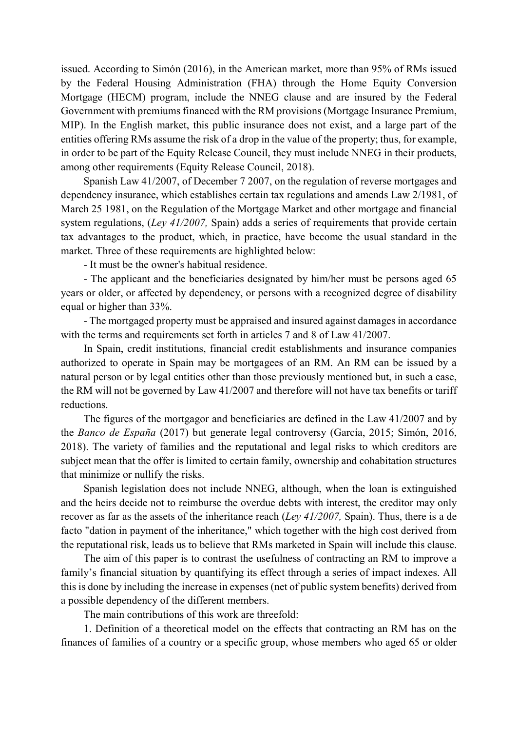issued. According to Simón (2016), in the American market, more than 95% of RMs issued by the Federal Housing Administration (FHA) through the Home Equity Conversion Mortgage (HECM) program, include the NNEG clause and are insured by the Federal Government with premiums financed with the RM provisions (Mortgage Insurance Premium, MIP). In the English market, this public insurance does not exist, and a large part of the entities offering RMs assume the risk of a drop in the value of the property; thus, for example, in order to be part of the Equity Release Council, they must include NNEG in their products, among other requirements (Equity Release Council, 2018).

Spanish Law 41/2007, of December 7 2007, on the regulation of reverse mortgages and dependency insurance, which establishes certain tax regulations and amends Law 2/1981, of March 25 1981, on the Regulation of the Mortgage Market and other mortgage and financial system regulations, (*Ley 41/2007,* Spain) adds a series of requirements that provide certain tax advantages to the product, which, in practice, have become the usual standard in the market. Three of these requirements are highlighted below:

- It must be the owner's habitual residence.
- The applicant and the beneficiaries designated by him/her must be persons aged 65 years or older, or affected by dependency, or persons with a recognized degree of disability equal or higher than 33%.
- The mortgaged property must be appraised and insured against damages in accordance with the terms and requirements set forth in articles 7 and 8 of Law 41/2007.

In Spain, credit institutions, financial credit establishments and insurance companies authorized to operate in Spain may be mortgagees of an RM. An RM can be issued by a natural person or by legal entities other than those previously mentioned but, in such a case, the RM will not be governed by Law 41/2007 and therefore will not have tax benefits or tariff reductions.

The figures of the mortgagor and beneficiaries are defined in the Law 41/2007 and by the *Banco de España* (2017) but generate legal controversy (García, 2015; Simón, 2016, 2018). The variety of families and the reputational and legal risks to which creditors are subject mean that the offer is limited to certain family, ownership and cohabitation structures that minimize or nullify the risks.

Spanish legislation does not include NNEG, although, when the loan is extinguished and the heirs decide not to reimburse the overdue debts with interest, the creditor may only recover as far as the assets of the inheritance reach (*Ley 41/2007,* Spain). Thus, there is a de facto "dation in payment of the inheritance," which together with the high cost derived from the reputational risk, leads us to believe that RMs marketed in Spain will include this clause.

The aim of this paper is to contrast the usefulness of contracting an RM to improve a family's financial situation by quantifying its effect through a series of impact indexes. All this is done by including the increase in expenses (net of public system benefits) derived from a possible dependency of the different members.

The main contributions of this work are threefold:

1. Definition of a theoretical model on the effects that contracting an RM has on the finances of families of a country or a specific group, whose members who aged 65 or older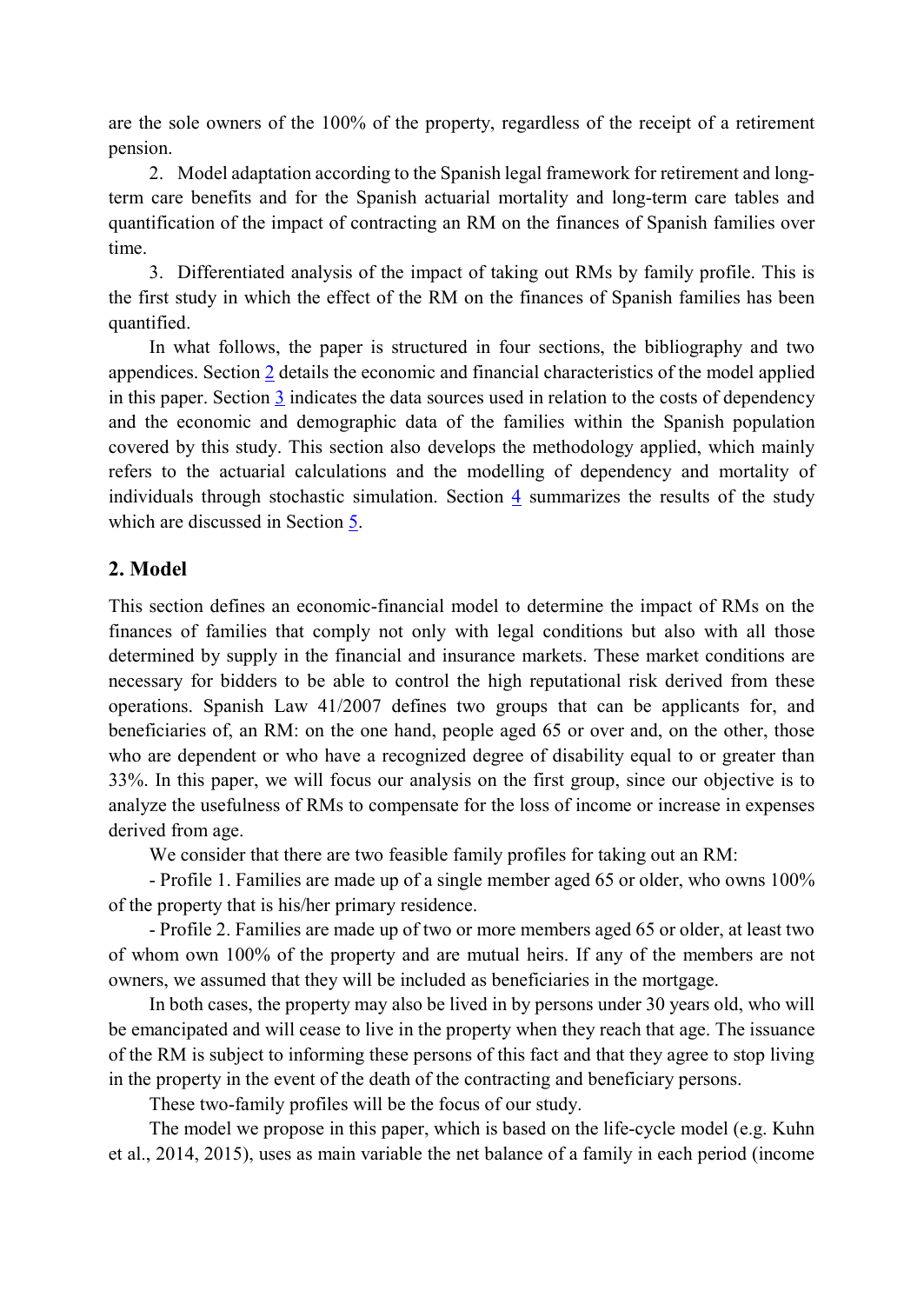are the sole owners of the 100% of the property, regardless of the receipt of a retirement pension.

2. Model adaptation according to the Spanish legal framework for retirement and long-term care benefits and for the Spanish actuarial mortality and long-term care tables and quantification of the impact of contracting an RM on the finances of Spanish families over time.

3. Differentiated analysis of the impact of taking out RMs by family profile. This is the first study in which the effect of the RM on the finances of Spanish families has been quantified.

In what follows, the paper is structured in four sections, the bibliography and two appendices. Section 2 details the economic and financial characteristics of the model applied in this paper. Section 3 indicates the data sources used in relation to the costs of dependency and the economic and demographic data of the families within the Spanish population covered by this study. This section also develops the methodology applied, which mainly refers to the actuarial calculations and the modelling of dependency and mortality of individuals through stochastic simulation. Section 4 summarizes the results of the study which are discussed in Section 5.

## 2. Model

This section defines an economic-financial model to determine the impact of RMs on the finances of families that comply not only with legal conditions but also with all those determined by supply in the financial and insurance markets. These market conditions are necessary for bidders to be able to control the high reputational risk derived from these operations. Spanish Law 41/2007 defines two groups that can be applicants for, and beneficiaries of, an RM: on the one hand, people aged 65 or over and, on the other, those who are dependent or who have a recognized degree of disability equal to or greater than 33%. In this paper, we will focus our analysis on the first group, since our objective is to analyze the usefulness of RMs to compensate for the loss of income or increase in expenses derived from age.

We consider that there are two feasible family profiles for taking out an RM:

- Profile 1. Families are made up of a single member aged 65 or older, who owns 100% of the property that is his/her primary residence.

- Profile 2. Families are made up of two or more members aged 65 or older, at least two of whom own 100% of the property and are mutual heirs. If any of the members are not owners, we assumed that they will be included as beneficiaries in the mortgage.

In both cases, the property may also be lived in by persons under 30 years old, who will be emancipated and will cease to live in the property when they reach that age. The issuance of the RM is subject to informing these persons of this fact and that they agree to stop living in the property in the event of the death of the contracting and beneficiary persons.

These two-family profiles will be the focus of our study.

The model we propose in this paper, which is based on the life-cycle model (e.g. Kuhn et al., 2014, 2015), uses as main variable the net balance of a family in each period (income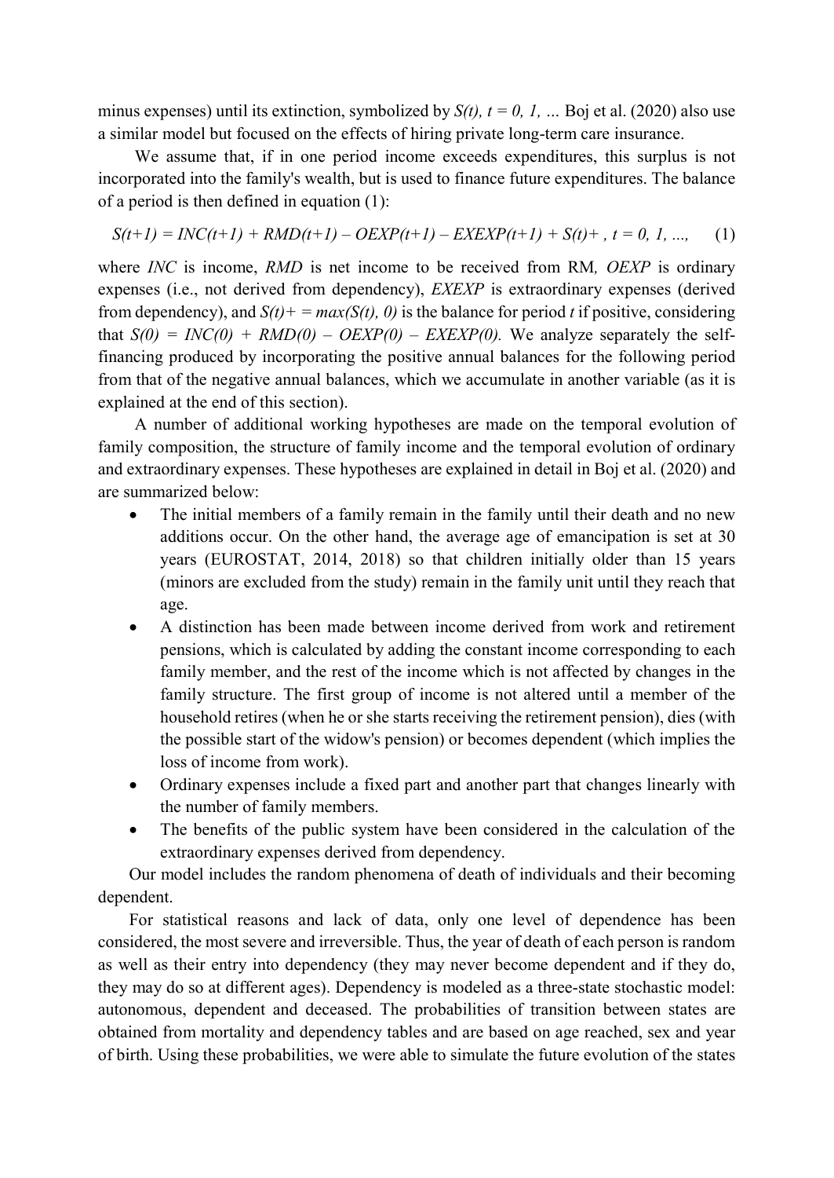minus expenses) until its extinction, symbolized by $S(t)$, $t = 0, 1, \ldots$ Boj et al. (2020) also use a similar model but focused on the effects of hiring private long-term care insurance.

We assume that, if in one period income exceeds expenditures, this surplus is not incorporated into the family's wealth, but is used to finance future expenditures. The balance of a period is then defined in equation (1):

$$S(t+1) = INC(t+1) + RMD(t+1) - OEXP(t+1) - EXEXP(t+1) + S(t)^{+}\ , \ t = 0, 1, \ldots, \quad (1)$$

where *INC* is income, *RMD* is net income to be received from RM, *OEXP* is ordinary expenses (i.e., not derived from dependency), *EXEXP* is extraordinary expenses (derived from dependency), and $S(t)^{+} = max(S(t), 0)$ is the balance for period $t$ if positive, considering that $S(0) = INC(0) + RMD(0) - OEXP(0) - EXEXP(0)$. We analyze separately the self-financing produced by incorporating the positive annual balances for the following period from that of the negative annual balances, which we accumulate in another variable (as it is explained at the end of this section).

A number of additional working hypotheses are made on the temporal evolution of family composition, the structure of family income and the temporal evolution of ordinary and extraordinary expenses. These hypotheses are explained in detail in Boj et al. (2020) and are summarized below:

- The initial members of a family remain in the family until their death and no new additions occur. On the other hand, the average age of emancipation is set at 30 years (EUROSTAT, 2014, 2018) so that children initially older than 15 years (minors are excluded from the study) remain in the family unit until they reach that age.
- A distinction has been made between income derived from work and retirement pensions, which is calculated by adding the constant income corresponding to each family member, and the rest of the income which is not affected by changes in the family structure. The first group of income is not altered until a member of the household retires (when he or she starts receiving the retirement pension), dies (with the possible start of the widow's pension) or becomes dependent (which implies the loss of income from work).
- Ordinary expenses include a fixed part and another part that changes linearly with the number of family members.
- The benefits of the public system have been considered in the calculation of the extraordinary expenses derived from dependency.

Our model includes the random phenomena of death of individuals and their becoming dependent.

For statistical reasons and lack of data, only one level of dependence has been considered, the most severe and irreversible. Thus, the year of death of each person is random as well as their entry into dependency (they may never become dependent and if they do, they may do so at different ages). Dependency is modeled as a three-state stochastic model: autonomous, dependent and deceased. The probabilities of transition between states are obtained from mortality and dependency tables and are based on age reached, sex and year of birth. Using these probabilities, we were able to simulate the future evolution of the states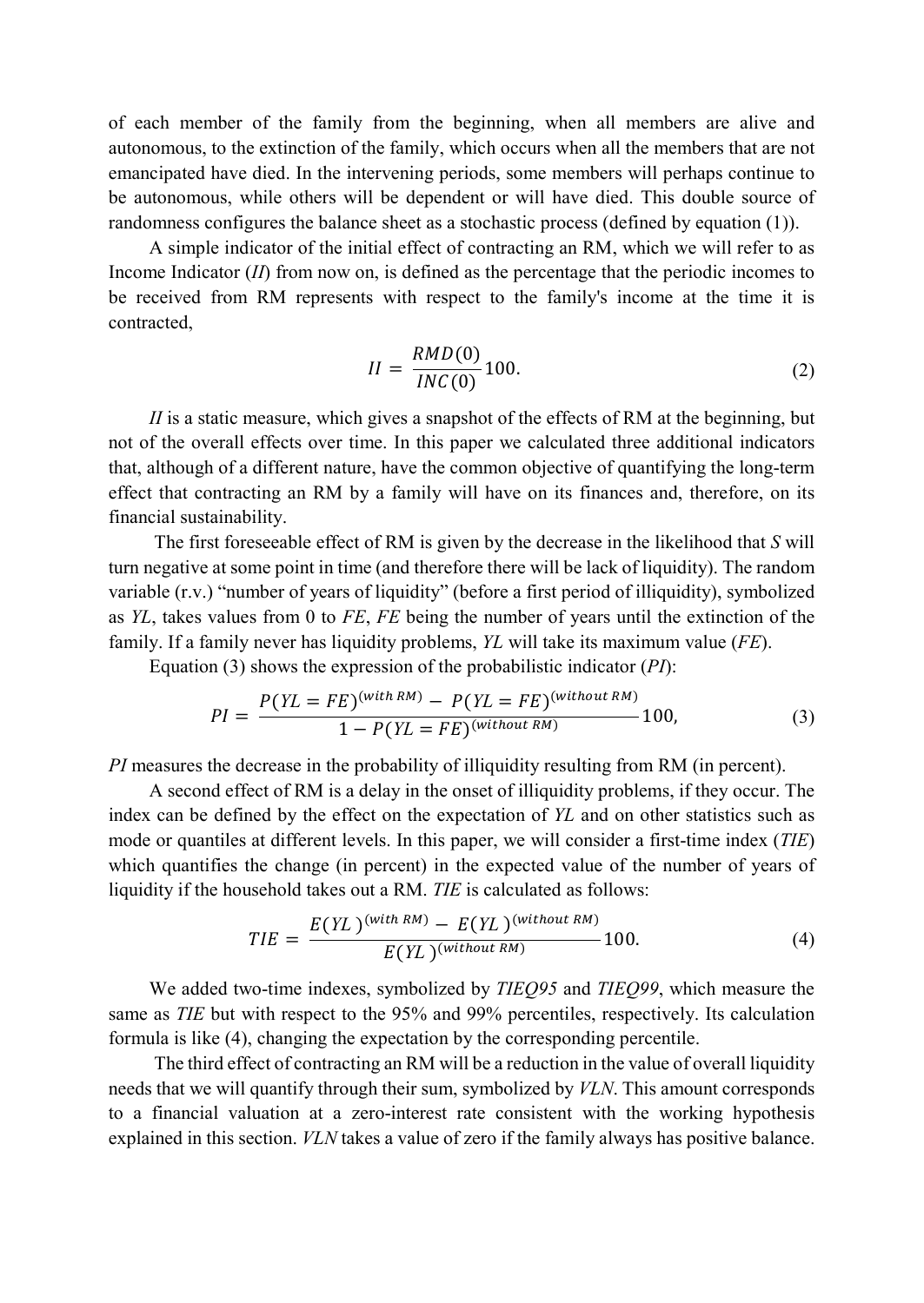of each member of the family from the beginning, when all members are alive and autonomous, to the extinction of the family, which occurs when all the members that are not emancipated have died. In the intervening periods, some members will perhaps continue to be autonomous, while others will be dependent or will have died. This double source of randomness configures the balance sheet as a stochastic process (defined by equation (1)).

A simple indicator of the initial effect of contracting an RM, which we will refer to as Income Indicator (*II*) from now on, is defined as the percentage that the periodic incomes to be received from RM represents with respect to the family's income at the time it is contracted,

$$II = \frac{RMD(0)}{INC(0)}100. \tag{2}$$

*II* is a static measure, which gives a snapshot of the effects of RM at the beginning, but not of the overall effects over time. In this paper we calculated three additional indicators that, although of a different nature, have the common objective of quantifying the long-term effect that contracting an RM by a family will have on its finances and, therefore, on its financial sustainability.

The first foreseeable effect of RM is given by the decrease in the likelihood that *S* will turn negative at some point in time (and therefore there will be lack of liquidity). The random variable (r.v.) "number of years of liquidity" (before a first period of illiquidity), symbolized as *YL*, takes values from 0 to *FE*, *FE* being the number of years until the extinction of the family. If a family never has liquidity problems, *YL* will take its maximum value (*FE*).

Equation (3) shows the expression of the probabilistic indicator (*PI*):

$$PI = \frac{P(YL = FE)^{(with\ RM)} - P(YL = FE)^{(without\ RM)}}{1 - P(YL = FE)^{(without\ RM)}}100, \tag{3}$$

*PI* measures the decrease in the probability of illiquidity resulting from RM (in percent).

A second effect of RM is a delay in the onset of illiquidity problems, if they occur. The index can be defined by the effect on the expectation of *YL* and on other statistics such as mode or quantiles at different levels. In this paper, we will consider a first-time index (*TIE*) which quantifies the change (in percent) in the expected value of the number of years of liquidity if the household takes out a RM. *TIE* is calculated as follows:

$$TIE = \frac{E(YL)^{(with\ RM)} - E(YL)^{(without\ RM)}}{E(YL)^{(without\ RM)}}100. \tag{4}$$

We added two-time indexes, symbolized by *TIEQ95* and *TIEQ99*, which measure the same as *TIE* but with respect to the 95% and 99% percentiles, respectively. Its calculation formula is like (4), changing the expectation by the corresponding percentile.

The third effect of contracting an RM will be a reduction in the value of overall liquidity needs that we will quantify through their sum, symbolized by *VLN*. This amount corresponds to a financial valuation at a zero-interest rate consistent with the working hypothesis explained in this section. *VLN* takes a value of zero if the family always has positive balance.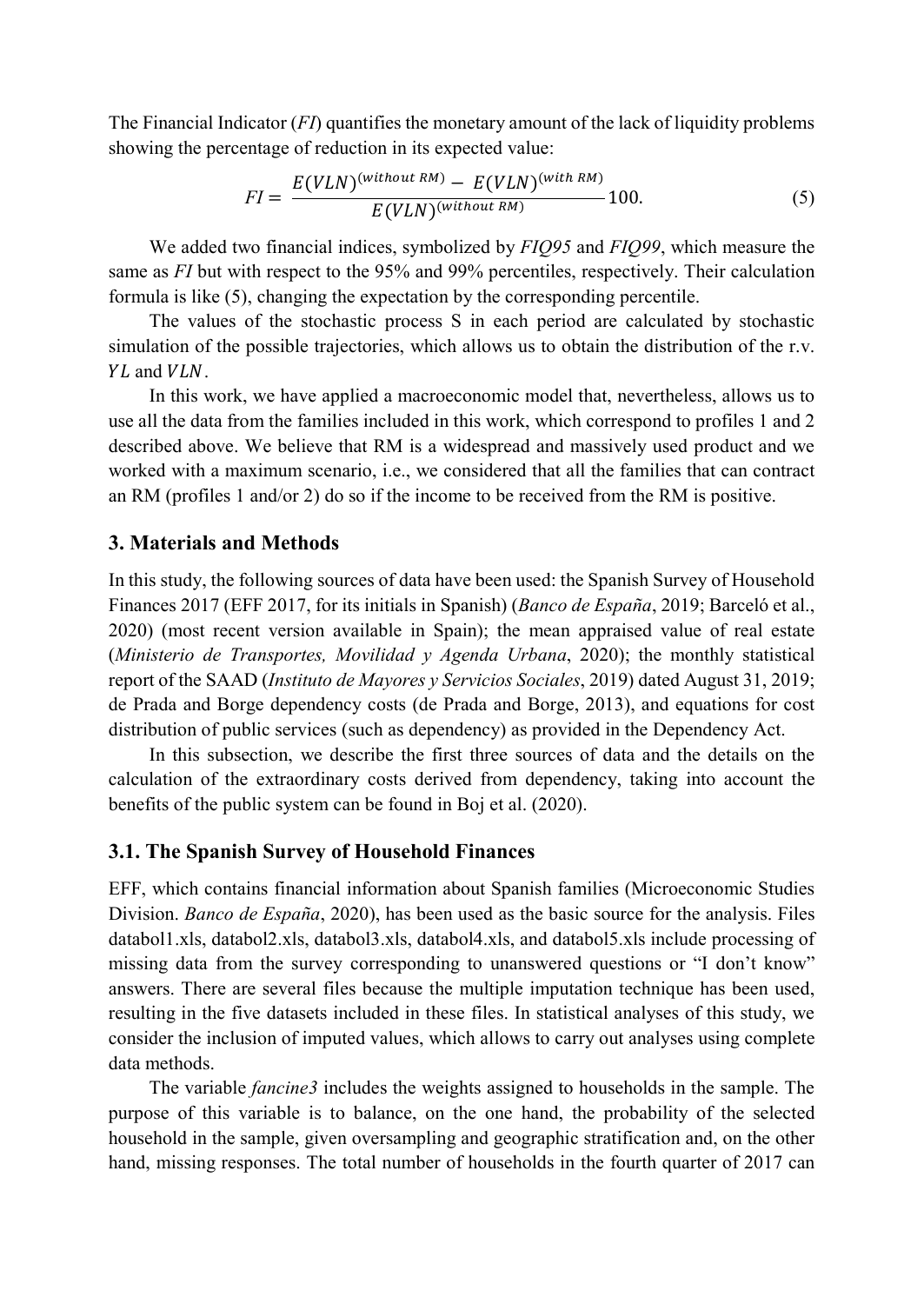The Financial Indicator (*FI*) quantifies the monetary amount of the lack of liquidity problems showing the percentage of reduction in its expected value:

$$FI = \frac{E(VLN)^{(without\ RM)} - E(VLN)^{(with\ RM)}}{E(VLN)^{(without\ RM)}} 100. \tag{5}$$

We added two financial indices, symbolized by *FIQ95* and *FIQ99*, which measure the same as *FI* but with respect to the 95% and 99% percentiles, respectively. Their calculation formula is like (5), changing the expectation by the corresponding percentile.

The values of the stochastic process S in each period are calculated by stochastic simulation of the possible trajectories, which allows us to obtain the distribution of the r.v. $YL$ and $VLN$.

In this work, we have applied a macroeconomic model that, nevertheless, allows us to use all the data from the families included in this work, which correspond to profiles 1 and 2 described above. We believe that RM is a widespread and massively used product and we worked with a maximum scenario, i.e., we considered that all the families that can contract an RM (profiles 1 and/or 2) do so if the income to be received from the RM is positive.

## 3. Materials and Methods

In this study, the following sources of data have been used: the Spanish Survey of Household Finances 2017 (EFF 2017, for its initials in Spanish) (*Banco de España*, 2019; Barceló et al., 2020) (most recent version available in Spain); the mean appraised value of real estate (*Ministerio de Transportes, Movilidad y Agenda Urbana*, 2020); the monthly statistical report of the SAAD (*Instituto de Mayores y Servicios Sociales*, 2019) dated August 31, 2019; de Prada and Borge dependency costs (de Prada and Borge, 2013), and equations for cost distribution of public services (such as dependency) as provided in the Dependency Act.

In this subsection, we describe the first three sources of data and the details on the calculation of the extraordinary costs derived from dependency, taking into account the benefits of the public system can be found in Boj et al. (2020).

### 3.1. The Spanish Survey of Household Finances

EFF, which contains financial information about Spanish families (Microeconomic Studies Division. *Banco de España*, 2020), has been used as the basic source for the analysis. Files databol1.xls, databol2.xls, databol3.xls, databol4.xls, and databol5.xls include processing of missing data from the survey corresponding to unanswered questions or "I don't know" answers. There are several files because the multiple imputation technique has been used, resulting in the five datasets included in these files. In statistical analyses of this study, we consider the inclusion of imputed values, which allows to carry out analyses using complete data methods.

The variable *fancine3* includes the weights assigned to households in the sample. The purpose of this variable is to balance, on the one hand, the probability of the selected household in the sample, given oversampling and geographic stratification and, on the other hand, missing responses. The total number of households in the fourth quarter of 2017 can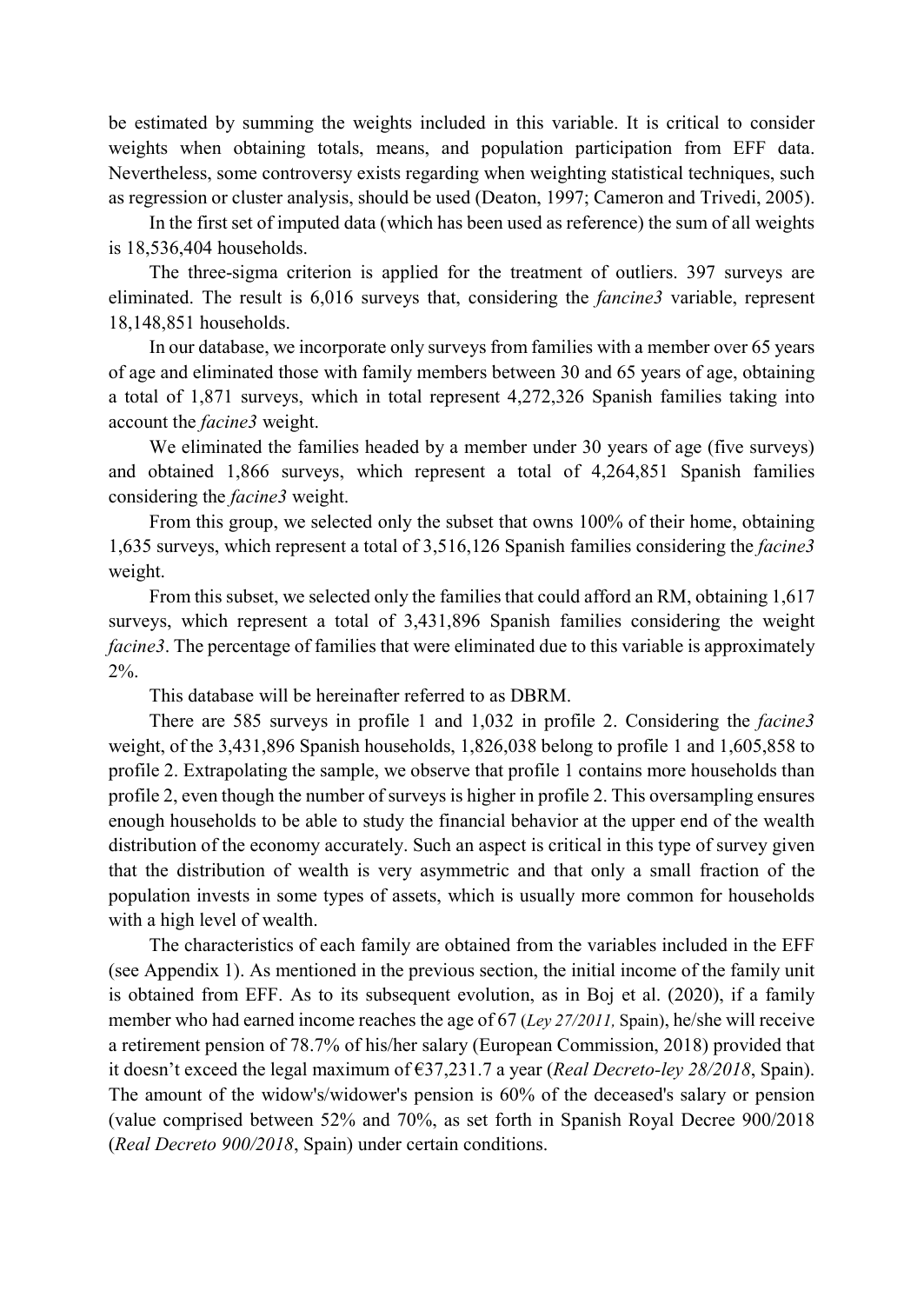be estimated by summing the weights included in this variable. It is critical to consider weights when obtaining totals, means, and population participation from EFF data. Nevertheless, some controversy exists regarding when weighting statistical techniques, such as regression or cluster analysis, should be used (Deaton, 1997; Cameron and Trivedi, 2005).

In the first set of imputed data (which has been used as reference) the sum of all weights is 18,536,404 households.

The three-sigma criterion is applied for the treatment of outliers. 397 surveys are eliminated. The result is 6,016 surveys that, considering the *fancine3* variable, represent 18,148,851 households.

In our database, we incorporate only surveys from families with a member over 65 years of age and eliminated those with family members between 30 and 65 years of age, obtaining a total of 1,871 surveys, which in total represent 4,272,326 Spanish families taking into account the *facine3* weight.

We eliminated the families headed by a member under 30 years of age (five surveys) and obtained 1,866 surveys, which represent a total of 4,264,851 Spanish families considering the *facine3* weight.

From this group, we selected only the subset that owns 100% of their home, obtaining 1,635 surveys, which represent a total of 3,516,126 Spanish families considering the *facine3* weight.

From this subset, we selected only the families that could afford an RM, obtaining 1,617 surveys, which represent a total of 3,431,896 Spanish families considering the weight *facine3*. The percentage of families that were eliminated due to this variable is approximately 2%.

This database will be hereinafter referred to as DBRM.

There are 585 surveys in profile 1 and 1,032 in profile 2. Considering the *facine3* weight, of the 3,431,896 Spanish households, 1,826,038 belong to profile 1 and 1,605,858 to profile 2. Extrapolating the sample, we observe that profile 1 contains more households than profile 2, even though the number of surveys is higher in profile 2. This oversampling ensures enough households to be able to study the financial behavior at the upper end of the wealth distribution of the economy accurately. Such an aspect is critical in this type of survey given that the distribution of wealth is very asymmetric and that only a small fraction of the population invests in some types of assets, which is usually more common for households with a high level of wealth.

The characteristics of each family are obtained from the variables included in the EFF (see Appendix 1). As mentioned in the previous section, the initial income of the family unit is obtained from EFF. As to its subsequent evolution, as in Boj et al. (2020), if a family member who had earned income reaches the age of 67 (*Ley 27/2011,* Spain), he/she will receive a retirement pension of 78.7% of his/her salary (European Commission, 2018) provided that it doesn't exceed the legal maximum of €37,231.7 a year (*Real Decreto-ley 28/2018*, Spain). The amount of the widow's/widower's pension is 60% of the deceased's salary or pension (value comprised between 52% and 70%, as set forth in Spanish Royal Decree 900/2018 (*Real Decreto 900/2018*, Spain) under certain conditions.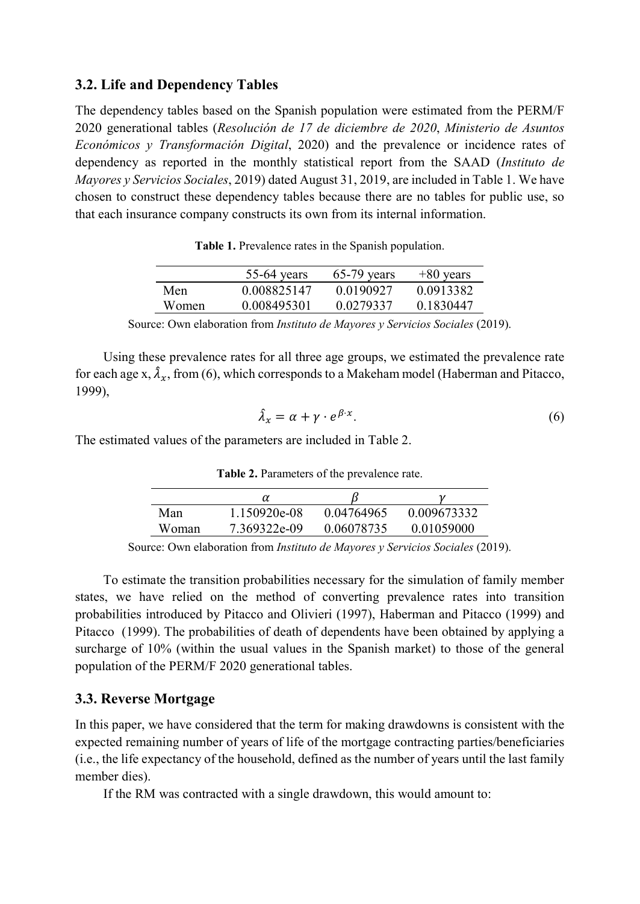### 3.2. Life and Dependency Tables

The dependency tables based on the Spanish population were estimated from the PERM/F 2020 generational tables (*Resolución de 17 de diciembre de 2020*, *Ministerio de Asuntos Económicos y Transformación Digital*, 2020) and the prevalence or incidence rates of dependency as reported in the monthly statistical report from the SAAD (*Instituto de Mayores y Servicios Sociales*, 2019) dated August 31, 2019, are included in Table 1. We have chosen to construct these dependency tables because there are no tables for public use, so that each insurance company constructs its own from its internal information.

**Table 1.** Prevalence rates in the Spanish population.

| | 55-64 years | 65-79 years | +80 years |
|---|---|---|---|
| Men | 0.008825147 | 0.0190927 | 0.0913382 |
| Women | 0.008495301 | 0.0279337 | 0.1830447 |

Source: Own elaboration from *Instituto de Mayores y Servicios Sociales* (2019).

Using these prevalence rates for all three age groups, we estimated the prevalence rate for each age x, $\hat{\lambda}_x$, from (6), which corresponds to a Makeham model (Haberman and Pitacco, 1999),

$$\hat{\lambda}_x = \alpha + \gamma \cdot e^{\beta \cdot x}. \tag{6}$$

The estimated values of the parameters are included in Table 2.

**Table 2.** Parameters of the prevalence rate.

| | $\alpha$ | $\beta$ | $\gamma$ |
|---|---|---|---|
| Man | 1.150920e-08 | 0.04764965 | 0.009673332 |
| Woman | 7.369322e-09 | 0.06078735 | 0.01059000 |

Source: Own elaboration from *Instituto de Mayores y Servicios Sociales* (2019).

To estimate the transition probabilities necessary for the simulation of family member states, we have relied on the method of converting prevalence rates into transition probabilities introduced by Pitacco and Olivieri (1997), Haberman and Pitacco (1999) and Pitacco (1999). The probabilities of death of dependents have been obtained by applying a surcharge of 10% (within the usual values in the Spanish market) to those of the general population of the PERM/F 2020 generational tables.

### 3.3. Reverse Mortgage

In this paper, we have considered that the term for making drawdowns is consistent with the expected remaining number of years of life of the mortgage contracting parties/beneficiaries (i.e., the life expectancy of the household, defined as the number of years until the last family member dies).

If the RM was contracted with a single drawdown, this would amount to: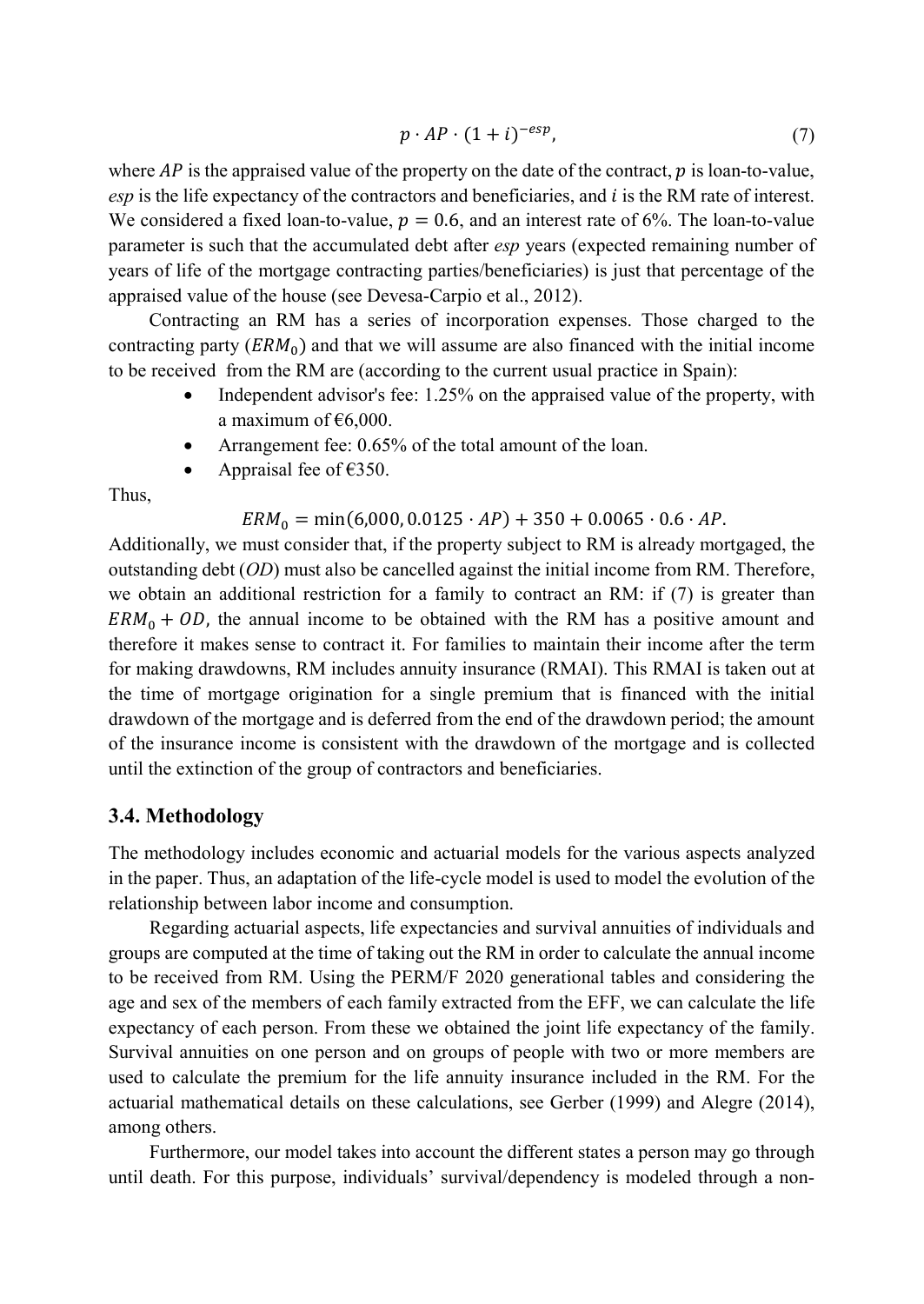$$p \cdot AP \cdot (1+i)^{-esp}, \tag{7}$$

where $AP$ is the appraised value of the property on the date of the contract, $p$ is loan-to-value, *esp* is the life expectancy of the contractors and beneficiaries, and $i$ is the RM rate of interest. We considered a fixed loan-to-value, $p = 0.6$, and an interest rate of 6%. The loan-to-value parameter is such that the accumulated debt after *esp* years (expected remaining number of years of life of the mortgage contracting parties/beneficiaries) is just that percentage of the appraised value of the house (see Devesa-Carpio et al., 2012).

Contracting an RM has a series of incorporation expenses. Those charged to the contracting party ($ERM_0$) and that we will assume are also financed with the initial income to be received from the RM are (according to the current usual practice in Spain):

- Independent advisor's fee: 1.25% on the appraised value of the property, with a maximum of €6,000.
- Arrangement fee: 0.65% of the total amount of the loan.
- Appraisal fee of €350.

Thus,

$$ERM_0 = \min(6{,}000, 0.0125 \cdot AP) + 350 + 0.0065 \cdot 0.6 \cdot AP.$$

Additionally, we must consider that, if the property subject to RM is already mortgaged, the outstanding debt (*OD*) must also be cancelled against the initial income from RM. Therefore, we obtain an additional restriction for a family to contract an RM: if (7) is greater than $ERM_0 + OD$, the annual income to be obtained with the RM has a positive amount and therefore it makes sense to contract it. For families to maintain their income after the term for making drawdowns, RM includes annuity insurance (RMAI). This RMAI is taken out at the time of mortgage origination for a single premium that is financed with the initial drawdown of the mortgage and is deferred from the end of the drawdown period; the amount of the insurance income is consistent with the drawdown of the mortgage and is collected until the extinction of the group of contractors and beneficiaries.

### 3.4. Methodology

The methodology includes economic and actuarial models for the various aspects analyzed in the paper. Thus, an adaptation of the life-cycle model is used to model the evolution of the relationship between labor income and consumption.

Regarding actuarial aspects, life expectancies and survival annuities of individuals and groups are computed at the time of taking out the RM in order to calculate the annual income to be received from RM. Using the PERM/F 2020 generational tables and considering the age and sex of the members of each family extracted from the EFF, we can calculate the life expectancy of each person. From these we obtained the joint life expectancy of the family. Survival annuities on one person and on groups of people with two or more members are used to calculate the premium for the life annuity insurance included in the RM. For the actuarial mathematical details on these calculations, see Gerber (1999) and Alegre (2014), among others.

Furthermore, our model takes into account the different states a person may go through until death. For this purpose, individuals' survival/dependency is modeled through a non-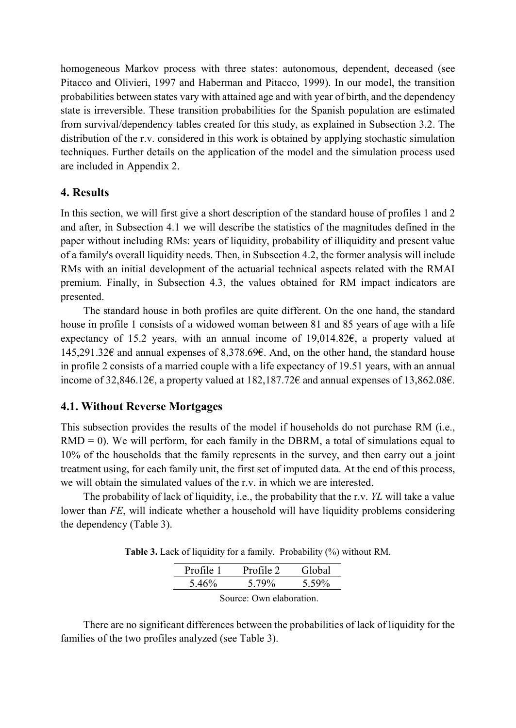homogeneous Markov process with three states: autonomous, dependent, deceased (see Pitacco and Olivieri, 1997 and Haberman and Pitacco, 1999). In our model, the transition probabilities between states vary with attained age and with year of birth, and the dependency state is irreversible. These transition probabilities for the Spanish population are estimated from survival/dependency tables created for this study, as explained in Subsection 3.2. The distribution of the r.v. considered in this work is obtained by applying stochastic simulation techniques. Further details on the application of the model and the simulation process used are included in Appendix 2.

## 4. Results

In this section, we will first give a short description of the standard house of profiles 1 and 2 and after, in Subsection 4.1 we will describe the statistics of the magnitudes defined in the paper without including RMs: years of liquidity, probability of illiquidity and present value of a family's overall liquidity needs. Then, in Subsection 4.2, the former analysis will include RMs with an initial development of the actuarial technical aspects related with the RMAI premium. Finally, in Subsection 4.3, the values obtained for RM impact indicators are presented.

The standard house in both profiles are quite different. On the one hand, the standard house in profile 1 consists of a widowed woman between 81 and 85 years of age with a life expectancy of 15.2 years, with an annual income of 19,014.82€, a property valued at 145,291.32€ and annual expenses of 8,378.69€. And, on the other hand, the standard house in profile 2 consists of a married couple with a life expectancy of 19.51 years, with an annual income of 32,846.12€, a property valued at 182,187.72€ and annual expenses of 13,862.08€.

### 4.1. Without Reverse Mortgages

This subsection provides the results of the model if households do not purchase RM (i.e., RMD = 0). We will perform, for each family in the DBRM, a total of simulations equal to 10% of the households that the family represents in the survey, and then carry out a joint treatment using, for each family unit, the first set of imputed data. At the end of this process, we will obtain the simulated values of the r.v. in which we are interested.

The probability of lack of liquidity, i.e., the probability that the r.v. *YL* will take a value lower than *FE*, will indicate whether a household will have liquidity problems considering the dependency (Table 3).

**Table 3.** Lack of liquidity for a family. Probability (%) without RM.

| Profile 1 | Profile 2 | Global |
|---|---|---|
| 5.46% | 5.79% | 5.59% |

Source: Own elaboration.

There are no significant differences between the probabilities of lack of liquidity for the families of the two profiles analyzed (see Table 3).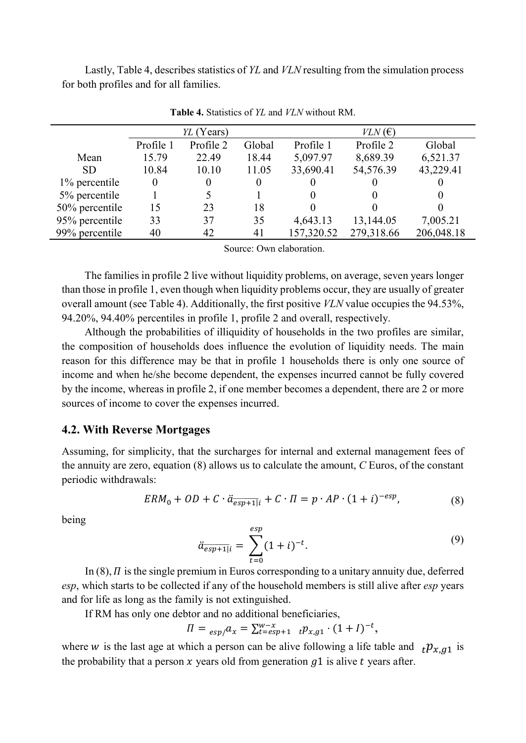Lastly, Table 4, describes statistics of *YL* and *VLN* resulting from the simulation process for both profiles and for all families.

**Table 4.** Statistics of *YL* and *VLN* without RM.

| | *YL* (Years) | | | *VLN* (€) | | |
|---|---|---|---|---|---|---|
| | Profile 1 | Profile 2 | Global | Profile 1 | Profile 2 | Global |
| Mean | 15.79 | 22.49 | 18.44 | 5,097.97 | 8,689.39 | 6,521.37 |
| SD | 10.84 | 10.10 | 11.05 | 33,690.41 | 54,576.39 | 43,229.41 |
| 1% percentile | 0 | 0 | 0 | 0 | 0 | 0 |
| 5% percentile | 1 | 5 | 1 | 0 | 0 | 0 |
| 50% percentile | 15 | 23 | 18 | 0 | 0 | 0 |
| 95% percentile | 33 | 37 | 35 | 4,643.13 | 13,144.05 | 7,005.21 |
| 99% percentile | 40 | 42 | 41 | 157,320.52 | 279,318.66 | 206,048.18 |

Source: Own elaboration.

The families in profile 2 live without liquidity problems, on average, seven years longer than those in profile 1, even though when liquidity problems occur, they are usually of greater overall amount (see Table 4). Additionally, the first positive *VLN* value occupies the 94.53%, 94.20%, 94.40% percentiles in profile 1, profile 2 and overall, respectively.

Although the probabilities of illiquidity of households in the two profiles are similar, the composition of households does influence the evolution of liquidity needs. The main reason for this difference may be that in profile 1 households there is only one source of income and when he/she become dependent, the expenses incurred cannot be fully covered by the income, whereas in profile 2, if one member becomes a dependent, there are 2 or more sources of income to cover the expenses incurred.

### 4.2. With Reverse Mortgages

Assuming, for simplicity, that the surcharges for internal and external management fees of the annuity are zero, equation (8) allows us to calculate the amount, *C* Euros, of the constant periodic withdrawals:

$$ERM_0 + OD + C \cdot \ddot{a}_{\overline{esp+1}|i} + C \cdot \Pi = p \cdot AP \cdot (1+i)^{-esp}, \tag{8}$$

being

$$\ddot{a}_{\overline{esp+1}|i} = \sum_{t=0}^{esp} (1+i)^{-t}. \tag{9}$$

In (8), $\Pi$ is the single premium in Euros corresponding to a unitary annuity due, deferred *esp*, which starts to be collected if any of the household members is still alive after *esp* years and for life as long as the family is not extinguished.

If RM has only one debtor and no additional beneficiaries,

$$\Pi = {}_{esp/}a_x = \sum_{t=esp+1}^{w-x} {}_t p_{x,g1} \cdot (1+I)^{-t},$$

where $w$ is the last age at which a person can be alive following a life table and ${}_t p_{x,g1}$ is the probability that a person $x$ years old from generation $g1$ is alive $t$ years after.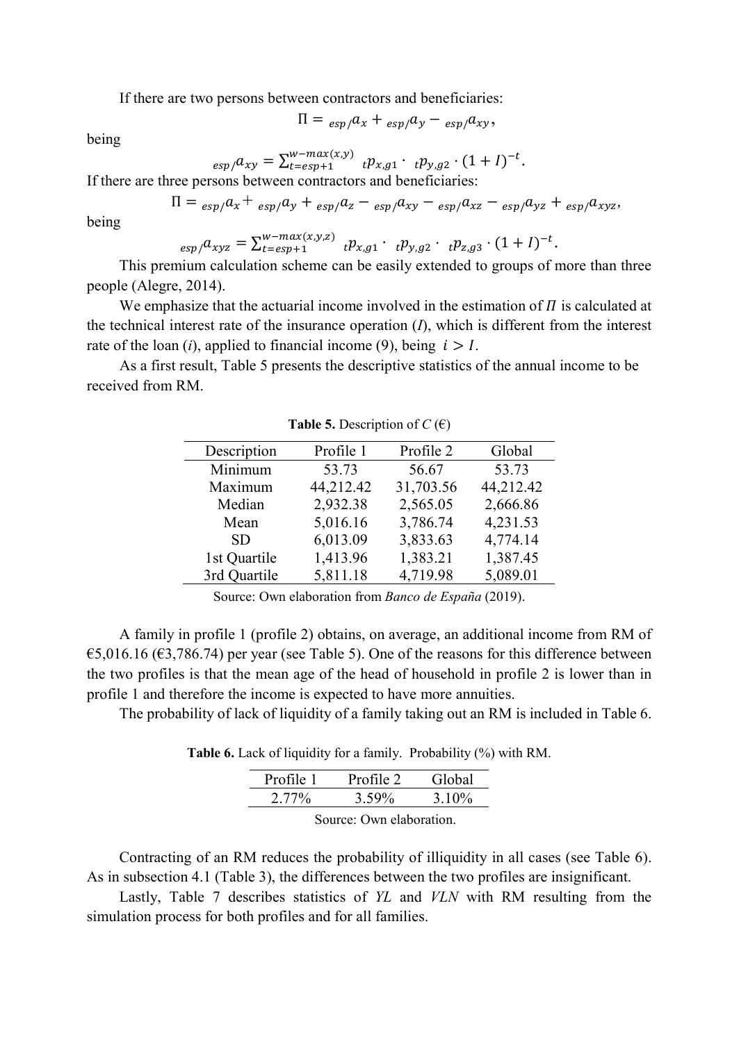If there are two persons between contractors and beneficiaries:

$$\Pi = {}_{esp/}a_x + {}_{esp/}a_y - {}_{esp/}a_{xy},$$

being

$${}_{esp/}a_{xy} = \sum_{t=esp+1}^{w-max(x,y)} {}_tp_{x,g1} \cdot {}_tp_{y,g2} \cdot (1+I)^{-t}.$$

If there are three persons between contractors and beneficiaries:

$$\Pi = {}_{esp/}a_x + {}_{esp/}a_y + {}_{esp/}a_z - {}_{esp/}a_{xy} - {}_{esp/}a_{xz} - {}_{esp/}a_{yz} + {}_{esp/}a_{xyz},$$

being

$${}_{esp/}a_{xyz} = \sum_{t=esp+1}^{w-max(x,y,z)} {}_tp_{x,g1} \cdot {}_tp_{y,g2} \cdot {}_tp_{z,g3} \cdot (1+I)^{-t}.$$

This premium calculation scheme can be easily extended to groups of more than three people (Alegre, 2014).

We emphasize that the actuarial income involved in the estimation of $\Pi$ is calculated at the technical interest rate of the insurance operation ($I$), which is different from the interest rate of the loan ($i$), applied to financial income (9), being $i > I$.

As a first result, Table 5 presents the descriptive statistics of the annual income to be received from RM.

**Table 5.** Description of $C$ (€)

| Description | Profile 1 | Profile 2 | Global |
|---|---|---|---|
| Minimum | 53.73 | 56.67 | 53.73 |
| Maximum | 44,212.42 | 31,703.56 | 44,212.42 |
| Median | 2,932.38 | 2,565.05 | 2,666.86 |
| Mean | 5,016.16 | 3,786.74 | 4,231.53 |
| SD | 6,013.09 | 3,833.63 | 4,774.14 |
| 1st Quartile | 1,413.96 | 1,383.21 | 1,387.45 |
| 3rd Quartile | 5,811.18 | 4,719.98 | 5,089.01 |

Source: Own elaboration from *Banco de España* (2019).

A family in profile 1 (profile 2) obtains, on average, an additional income from RM of €5,016.16 (€3,786.74) per year (see Table 5). One of the reasons for this difference between the two profiles is that the mean age of the head of household in profile 2 is lower than in profile 1 and therefore the income is expected to have more annuities.

The probability of lack of liquidity of a family taking out an RM is included in Table 6.

**Table 6.** Lack of liquidity for a family. Probability (%) with RM.

| Profile 1 | Profile 2 | Global |
|---|---|---|
| 2.77% | 3.59% | 3.10% |

Source: Own elaboration.

Contracting of an RM reduces the probability of illiquidity in all cases (see Table 6). As in subsection 4.1 (Table 3), the differences between the two profiles are insignificant.

Lastly, Table 7 describes statistics of *YL* and *VLN* with RM resulting from the simulation process for both profiles and for all families.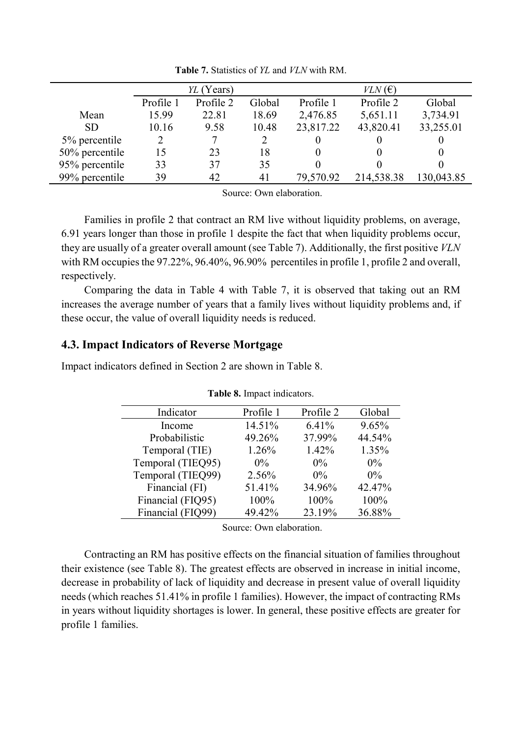**Table 7.** Statistics of *YL* and *VLN* with RM.

| | *YL* (Years) | | | *VLN* (€) | | |
|---|---|---|---|---|---|---|
| | Profile 1 | Profile 2 | Global | Profile 1 | Profile 2 | Global |
| Mean | 15.99 | 22.81 | 18.69 | 2,476.85 | 5,651.11 | 3,734.91 |
| SD | 10.16 | 9.58 | 10.48 | 23,817.22 | 43,820.41 | 33,255.01 |
| 5% percentile | 2 | 7 | 2 | 0 | 0 | 0 |
| 50% percentile | 15 | 23 | 18 | 0 | 0 | 0 |
| 95% percentile | 33 | 37 | 35 | 0 | 0 | 0 |
| 99% percentile | 39 | 42 | 41 | 79,570.92 | 214,538.38 | 130,043.85 |

Source: Own elaboration.

Families in profile 2 that contract an RM live without liquidity problems, on average, 6.91 years longer than those in profile 1 despite the fact that when liquidity problems occur, they are usually of a greater overall amount (see Table 7). Additionally, the first positive *VLN* with RM occupies the 97.22%, 96.40%, 96.90% percentiles in profile 1, profile 2 and overall, respectively.

Comparing the data in Table 4 with Table 7, it is observed that taking out an RM increases the average number of years that a family lives without liquidity problems and, if these occur, the value of overall liquidity needs is reduced.

## 4.3. Impact Indicators of Reverse Mortgage

Impact indicators defined in Section 2 are shown in Table 8.

**Table 8.** Impact indicators.

| Indicator | Profile 1 | Profile 2 | Global |
|---|---|---|---|
| Income | 14.51% | 6.41% | 9.65% |
| Probabilistic | 49.26% | 37.99% | 44.54% |
| Temporal (TIE) | 1.26% | 1.42% | 1.35% |
| Temporal (TIEQ95) | 0% | 0% | 0% |
| Temporal (TIEQ99) | 2.56% | 0% | 0% |
| Financial (FI) | 51.41% | 34.96% | 42.47% |
| Financial (FIQ95) | 100% | 100% | 100% |
| Financial (FIQ99) | 49.42% | 23.19% | 36.88% |

Source: Own elaboration.

Contracting an RM has positive effects on the financial situation of families throughout their existence (see Table 8). The greatest effects are observed in increase in initial income, decrease in probability of lack of liquidity and decrease in present value of overall liquidity needs (which reaches 51.41% in profile 1 families). However, the impact of contracting RMs in years without liquidity shortages is lower. In general, these positive effects are greater for profile 1 families.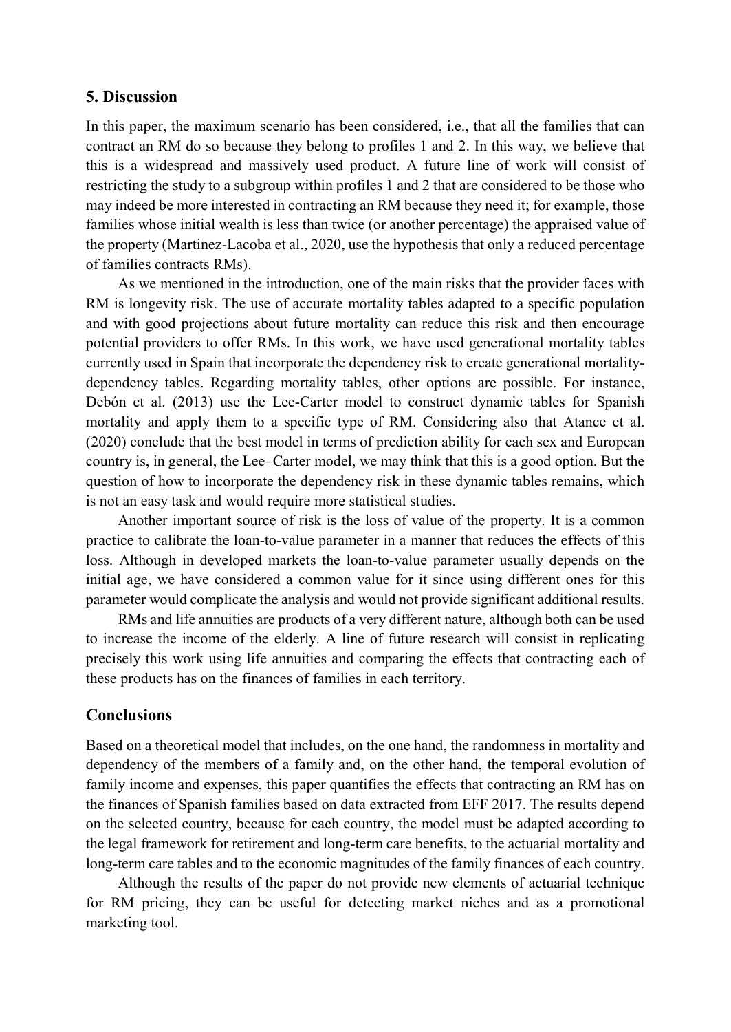## 5. Discussion

In this paper, the maximum scenario has been considered, i.e., that all the families that can contract an RM do so because they belong to profiles 1 and 2. In this way, we believe that this is a widespread and massively used product. A future line of work will consist of restricting the study to a subgroup within profiles 1 and 2 that are considered to be those who may indeed be more interested in contracting an RM because they need it; for example, those families whose initial wealth is less than twice (or another percentage) the appraised value of the property (Martinez-Lacoba et al., 2020, use the hypothesis that only a reduced percentage of families contracts RMs).

As we mentioned in the introduction, one of the main risks that the provider faces with RM is longevity risk. The use of accurate mortality tables adapted to a specific population and with good projections about future mortality can reduce this risk and then encourage potential providers to offer RMs. In this work, we have used generational mortality tables currently used in Spain that incorporate the dependency risk to create generational mortality-dependency tables. Regarding mortality tables, other options are possible. For instance, Debón et al. (2013) use the Lee-Carter model to construct dynamic tables for Spanish mortality and apply them to a specific type of RM. Considering also that Atance et al. (2020) conclude that the best model in terms of prediction ability for each sex and European country is, in general, the Lee–Carter model, we may think that this is a good option. But the question of how to incorporate the dependency risk in these dynamic tables remains, which is not an easy task and would require more statistical studies.

Another important source of risk is the loss of value of the property. It is a common practice to calibrate the loan-to-value parameter in a manner that reduces the effects of this loss. Although in developed markets the loan-to-value parameter usually depends on the initial age, we have considered a common value for it since using different ones for this parameter would complicate the analysis and would not provide significant additional results.

RMs and life annuities are products of a very different nature, although both can be used to increase the income of the elderly. A line of future research will consist in replicating precisely this work using life annuities and comparing the effects that contracting each of these products has on the finances of families in each territory.

## Conclusions

Based on a theoretical model that includes, on the one hand, the randomness in mortality and dependency of the members of a family and, on the other hand, the temporal evolution of family income and expenses, this paper quantifies the effects that contracting an RM has on the finances of Spanish families based on data extracted from EFF 2017. The results depend on the selected country, because for each country, the model must be adapted according to the legal framework for retirement and long-term care benefits, to the actuarial mortality and long-term care tables and to the economic magnitudes of the family finances of each country.

Although the results of the paper do not provide new elements of actuarial technique for RM pricing, they can be useful for detecting market niches and as a promotional marketing tool.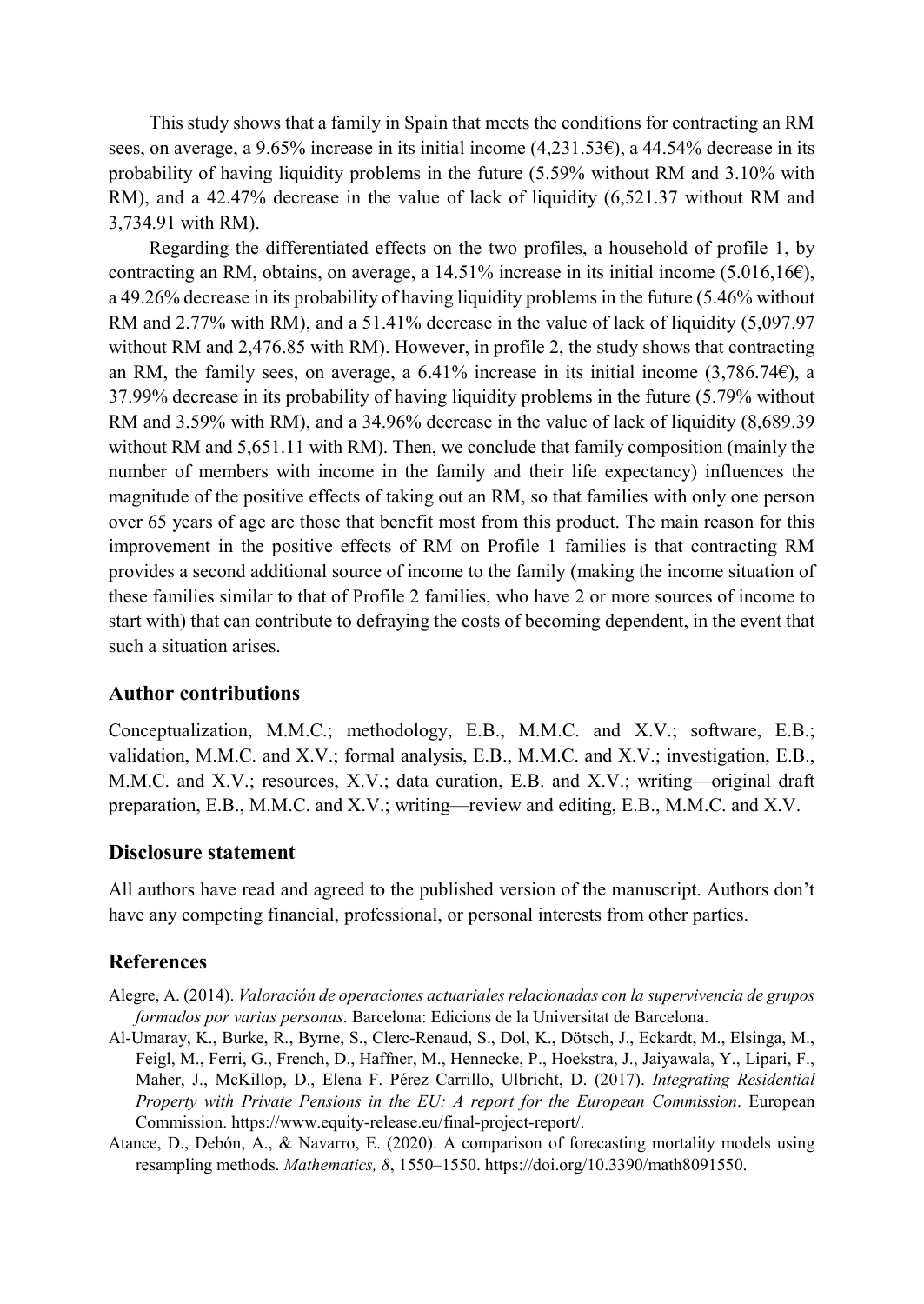This study shows that a family in Spain that meets the conditions for contracting an RM sees, on average, a 9.65% increase in its initial income (4,231.53€), a 44.54% decrease in its probability of having liquidity problems in the future (5.59% without RM and 3.10% with RM), and a 42.47% decrease in the value of lack of liquidity (6,521.37 without RM and 3,734.91 with RM).

Regarding the differentiated effects on the two profiles, a household of profile 1, by contracting an RM, obtains, on average, a 14.51% increase in its initial income (5.016,16€), a 49.26% decrease in its probability of having liquidity problems in the future (5.46% without RM and 2.77% with RM), and a 51.41% decrease in the value of lack of liquidity (5,097.97 without RM and 2,476.85 with RM). However, in profile 2, the study shows that contracting an RM, the family sees, on average, a 6.41% increase in its initial income (3,786.74€), a 37.99% decrease in its probability of having liquidity problems in the future (5.79% without RM and 3.59% with RM), and a 34.96% decrease in the value of lack of liquidity (8,689.39 without RM and 5,651.11 with RM). Then, we conclude that family composition (mainly the number of members with income in the family and their life expectancy) influences the magnitude of the positive effects of taking out an RM, so that families with only one person over 65 years of age are those that benefit most from this product. The main reason for this improvement in the positive effects of RM on Profile 1 families is that contracting RM provides a second additional source of income to the family (making the income situation of these families similar to that of Profile 2 families, who have 2 or more sources of income to start with) that can contribute to defraying the costs of becoming dependent, in the event that such a situation arises.

## Author contributions

Conceptualization, M.M.C.; methodology, E.B., M.M.C. and X.V.; software, E.B.; validation, M.M.C. and X.V.; formal analysis, E.B., M.M.C. and X.V.; investigation, E.B., M.M.C. and X.V.; resources, X.V.; data curation, E.B. and X.V.; writing—original draft preparation, E.B., M.M.C. and X.V.; writing—review and editing, E.B., M.M.C. and X.V.

## Disclosure statement

All authors have read and agreed to the published version of the manuscript. Authors don't have any competing financial, professional, or personal interests from other parties.

## References

Alegre, A. (2014). *Valoración de operaciones actuariales relacionadas con la supervivencia de grupos formados por varias personas*. Barcelona: Edicions de la Universitat de Barcelona.

Al-Umaray, K., Burke, R., Byrne, S., Clerc-Renaud, S., Dol, K., Dötsch, J., Eckardt, M., Elsinga, M., Feigl, M., Ferri, G., French, D., Haffner, M., Hennecke, P., Hoekstra, J., Jaiyawala, Y., Lipari, F., Maher, J., McKillop, D., Elena F. Pérez Carrillo, Ulbricht, D. (2017). *Integrating Residential Property with Private Pensions in the EU: A report for the European Commission*. European Commission. https://www.equity-release.eu/final-project-report/.

Atance, D., Debón, A., & Navarro, E. (2020). A comparison of forecasting mortality models using resampling methods. *Mathematics, 8*, 1550–1550. https://doi.org/10.3390/math8091550.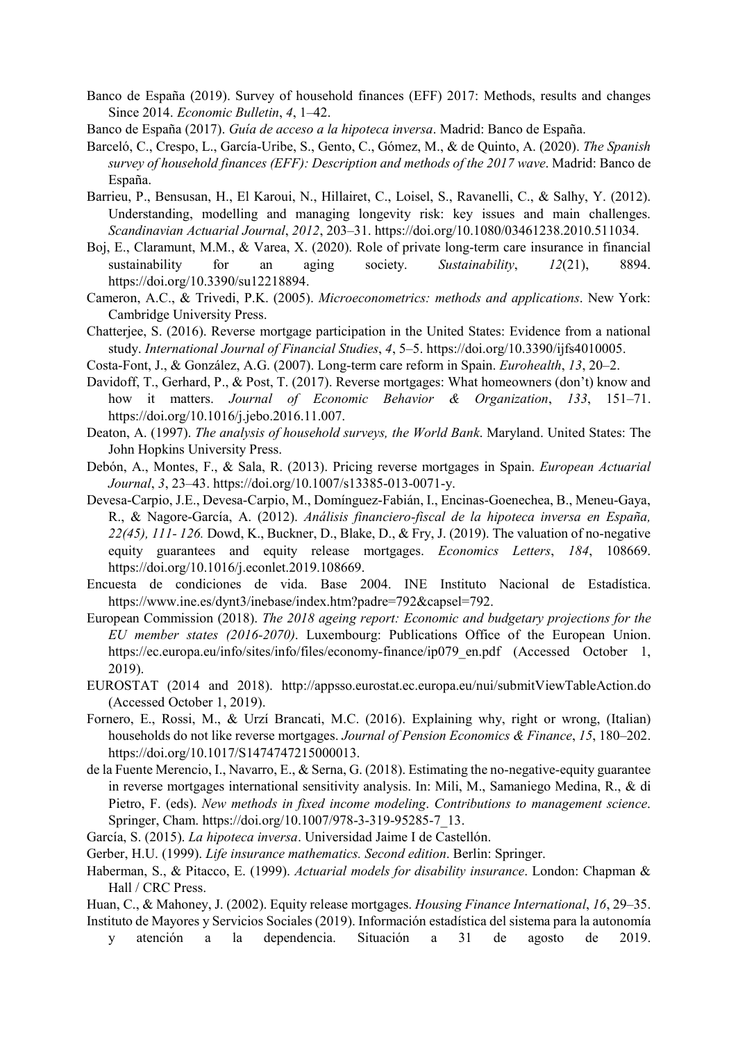Banco de España (2019). Survey of household finances (EFF) 2017: Methods, results and changes Since 2014. *Economic Bulletin*, *4*, 1–42.

Banco de España (2017). *Guía de acceso a la hipoteca inversa*. Madrid: Banco de España.

Barceló, C., Crespo, L., García-Uribe, S., Gento, C., Gómez, M., & de Quinto, A. (2020). *The Spanish survey of household finances (EFF): Description and methods of the 2017 wave*. Madrid: Banco de España.

Barrieu, P., Bensusan, H., El Karoui, N., Hillairet, C., Loisel, S., Ravanelli, C., & Salhy, Y. (2012). Understanding, modelling and managing longevity risk: key issues and main challenges. *Scandinavian Actuarial Journal*, *2012*, 203–31. https://doi.org/10.1080/03461238.2010.511034.

Boj, E., Claramunt, M.M., & Varea, X. (2020). Role of private long-term care insurance in financial sustainability for an aging society. *Sustainability*, *12*(21), 8894. https://doi.org/10.3390/su12218894.

Cameron, A.C., & Trivedi, P.K. (2005). *Microeconometrics: methods and applications*. New York: Cambridge University Press.

Chatterjee, S. (2016). Reverse mortgage participation in the United States: Evidence from a national study. *International Journal of Financial Studies*, *4*, 5–5. https://doi.org/10.3390/ijfs4010005.

Costa-Font, J., & González, A.G. (2007). Long-term care reform in Spain. *Eurohealth*, *13*, 20–2.

Davidoff, T., Gerhard, P., & Post, T. (2017). Reverse mortgages: What homeowners (don't) know and how it matters. *Journal of Economic Behavior & Organization*, *133*, 151–71. https://doi.org/10.1016/j.jebo.2016.11.007.

Deaton, A. (1997). *The analysis of household surveys, the World Bank*. Maryland. United States: The John Hopkins University Press.

Debón, A., Montes, F., & Sala, R. (2013). Pricing reverse mortgages in Spain. *European Actuarial Journal*, *3*, 23–43. https://doi.org/10.1007/s13385-013-0071-y.

Devesa-Carpio, J.E., Devesa-Carpio, M., Domínguez-Fabián, I., Encinas-Goenechea, B., Meneu-Gaya, R., & Nagore-García, A. (2012). *Análisis financiero-fiscal de la hipoteca inversa en España, 22(45), 111- 126.* Dowd, K., Buckner, D., Blake, D., & Fry, J. (2019). The valuation of no-negative equity guarantees and equity release mortgages. *Economics Letters*, *184*, 108669. https://doi.org/10.1016/j.econlet.2019.108669.

Encuesta de condiciones de vida. Base 2004. INE Instituto Nacional de Estadística. https://www.ine.es/dynt3/inebase/index.htm?padre=792&capsel=792.

European Commission (2018). *The 2018 ageing report: Economic and budgetary projections for the EU member states (2016-2070)*. Luxembourg: Publications Office of the European Union. https://ec.europa.eu/info/sites/info/files/economy-finance/ip079_en.pdf (Accessed October 1, 2019).

EUROSTAT (2014 and 2018). http://appsso.eurostat.ec.europa.eu/nui/submitViewTableAction.do (Accessed October 1, 2019).

Fornero, E., Rossi, M., & Urzí Brancati, M.C. (2016). Explaining why, right or wrong, (Italian) households do not like reverse mortgages. *Journal of Pension Economics & Finance*, *15*, 180–202. https://doi.org/10.1017/S1474747215000013.

de la Fuente Merencio, I., Navarro, E., & Serna, G. (2018). Estimating the no-negative-equity guarantee in reverse mortgages international sensitivity analysis. In: Mili, M., Samaniego Medina, R., & di Pietro, F. (eds). *New methods in fixed income modeling*. *Contributions to management science*. Springer, Cham. https://doi.org/10.1007/978-3-319-95285-7_13.

García, S. (2015). *La hipoteca inversa*. Universidad Jaime I de Castellón.

Gerber, H.U. (1999). *Life insurance mathematics. Second edition*. Berlin: Springer.

Haberman, S., & Pitacco, E. (1999). *Actuarial models for disability insurance*. London: Chapman & Hall / CRC Press.

Huan, C., & Mahoney, J. (2002). Equity release mortgages. *Housing Finance International*, *16*, 29–35.

Instituto de Mayores y Servicios Sociales (2019). Información estadística del sistema para la autonomía y atención a la dependencia. Situación a 31 de agosto de 2019.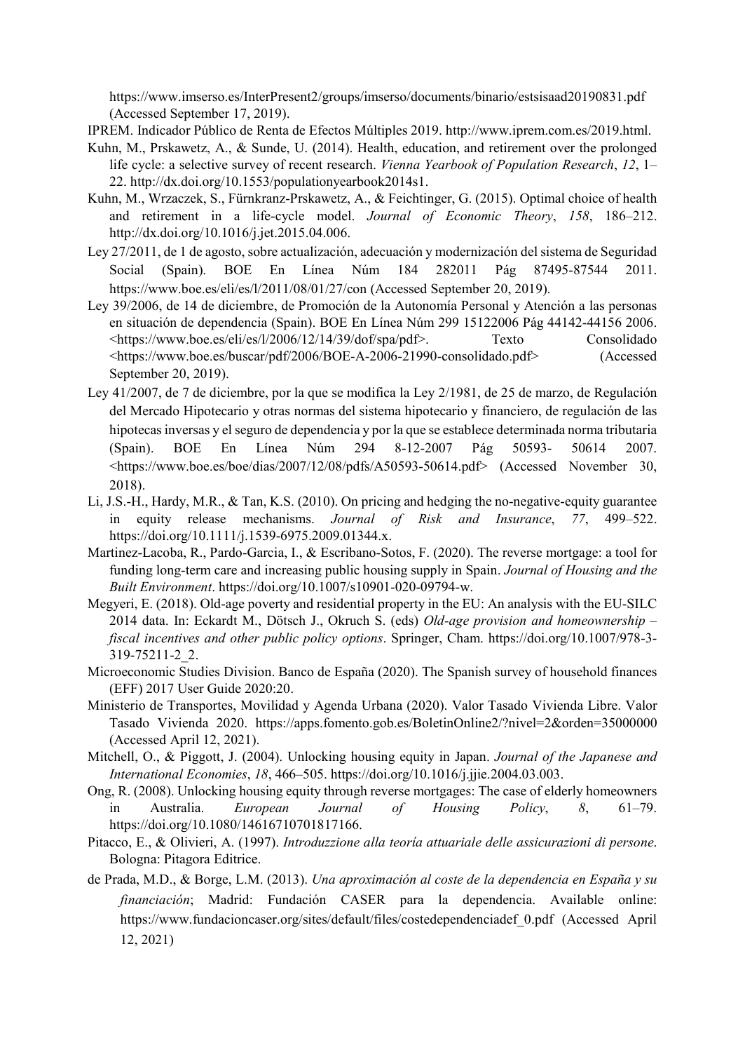https://www.imserso.es/InterPresent2/groups/imserso/documents/binario/estsisaad20190831.pdf (Accessed September 17, 2019).

IPREM. Indicador Público de Renta de Efectos Múltiples 2019. http://www.iprem.com.es/2019.html.

Kuhn, M., Prskawetz, A., & Sunde, U. (2014). Health, education, and retirement over the prolonged life cycle: a selective survey of recent research. *Vienna Yearbook of Population Research*, *12*, 1–22. http://dx.doi.org/10.1553/populationyearbook2014s1.

Kuhn, M., Wrzaczek, S., Fürnkranz-Prskawetz, A., & Feichtinger, G. (2015). Optimal choice of health and retirement in a life-cycle model. *Journal of Economic Theory*, *158*, 186–212. http://dx.doi.org/10.1016/j.jet.2015.04.006.

Ley 27/2011, de 1 de agosto, sobre actualización, adecuación y modernización del sistema de Seguridad Social (Spain). BOE En Línea Núm 184 282011 Pág 87495-87544 2011. https://www.boe.es/eli/es/l/2011/08/01/27/con (Accessed September 20, 2019).

Ley 39/2006, de 14 de diciembre, de Promoción de la Autonomía Personal y Atención a las personas en situación de dependencia (Spain). BOE En Línea Núm 299 15122006 Pág 44142-44156 2006. <https://www.boe.es/eli/es/l/2006/12/14/39/dof/spa/pdf>. Texto Consolidado <https://www.boe.es/buscar/pdf/2006/BOE-A-2006-21990-consolidado.pdf> (Accessed September 20, 2019).

Ley 41/2007, de 7 de diciembre, por la que se modifica la Ley 2/1981, de 25 de marzo, de Regulación del Mercado Hipotecario y otras normas del sistema hipotecario y financiero, de regulación de las hipotecas inversas y el seguro de dependencia y por la que se establece determinada norma tributaria (Spain). BOE En Línea Núm 294 8-12-2007 Pág 50593- 50614 2007. <https://www.boe.es/boe/dias/2007/12/08/pdfs/A50593-50614.pdf> (Accessed November 30, 2018).

Li, J.S.-H., Hardy, M.R., & Tan, K.S. (2010). On pricing and hedging the no-negative-equity guarantee in equity release mechanisms. *Journal of Risk and Insurance*, *77*, 499–522. https://doi.org/10.1111/j.1539-6975.2009.01344.x.

Martinez-Lacoba, R., Pardo-Garcia, I., & Escribano-Sotos, F. (2020). The reverse mortgage: a tool for funding long-term care and increasing public housing supply in Spain. *Journal of Housing and the Built Environment*. https://doi.org/10.1007/s10901-020-09794-w.

Megyeri, E. (2018). Old-age poverty and residential property in the EU: An analysis with the EU-SILC 2014 data. In: Eckardt M., Dötsch J., Okruch S. (eds) *Old-age provision and homeownership – fiscal incentives and other public policy options*. Springer, Cham. https://doi.org/10.1007/978-3-319-75211-2_2.

Microeconomic Studies Division. Banco de España (2020). The Spanish survey of household finances (EFF) 2017 User Guide 2020:20.

Ministerio de Transportes, Movilidad y Agenda Urbana (2020). Valor Tasado Vivienda Libre. Valor Tasado Vivienda 2020. https://apps.fomento.gob.es/BoletinOnline2/?nivel=2&orden=35000000 (Accessed April 12, 2021).

Mitchell, O., & Piggott, J. (2004). Unlocking housing equity in Japan. *Journal of the Japanese and International Economies*, *18*, 466–505. https://doi.org/10.1016/j.jjie.2004.03.003.

Ong, R. (2008). Unlocking housing equity through reverse mortgages: The case of elderly homeowners in Australia. *European Journal of Housing Policy*, *8*, 61–79. https://doi.org/10.1080/14616710701817166.

Pitacco, E., & Olivieri, A. (1997). *Introduzzione alla teoría attuariale delle assicurazioni di persone*. Bologna: Pitagora Editrice.

de Prada, M.D., & Borge, L.M. (2013). *Una aproximación al coste de la dependencia en España y su financiación*; Madrid: Fundación CASER para la dependencia. Available online: https://www.fundacioncaser.org/sites/default/files/costedependenciadef_0.pdf (Accessed April 12, 2021)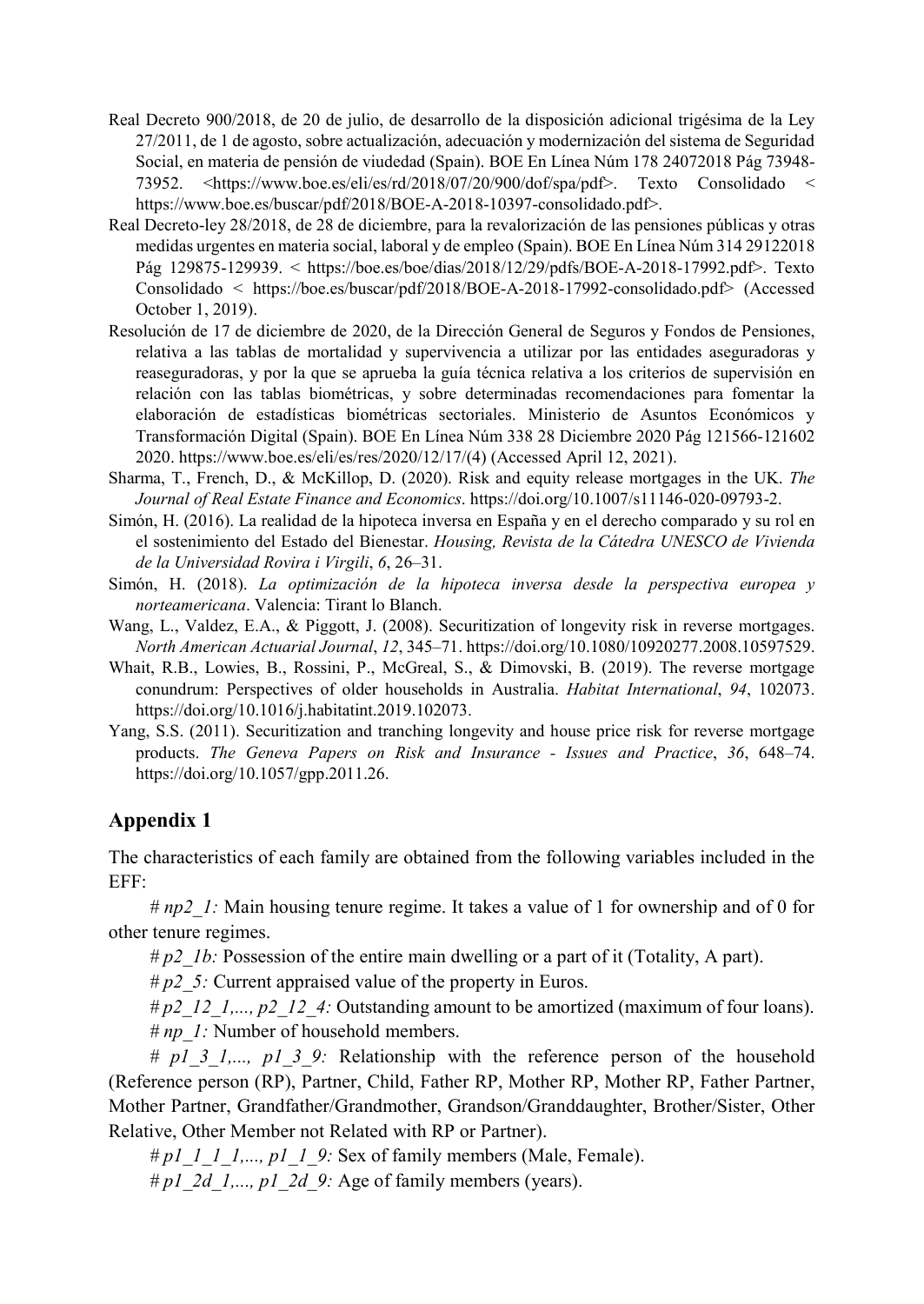Real Decreto 900/2018, de 20 de julio, de desarrollo de la disposición adicional trigésima de la Ley 27/2011, de 1 de agosto, sobre actualización, adecuación y modernización del sistema de Seguridad Social, en materia de pensión de viudedad (Spain). BOE En Línea Núm 178 24072018 Pág 73948-73952. <https://www.boe.es/eli/es/rd/2018/07/20/900/dof/spa/pdf>. Texto Consolidado < https://www.boe.es/buscar/pdf/2018/BOE-A-2018-10397-consolidado.pdf>.

Real Decreto-ley 28/2018, de 28 de diciembre, para la revalorización de las pensiones públicas y otras medidas urgentes en materia social, laboral y de empleo (Spain). BOE En Línea Núm 314 29122018 Pág 129875-129939. < https://boe.es/boe/dias/2018/12/29/pdfs/BOE-A-2018-17992.pdf>. Texto Consolidado < https://boe.es/buscar/pdf/2018/BOE-A-2018-17992-consolidado.pdf> (Accessed October 1, 2019).

Resolución de 17 de diciembre de 2020, de la Dirección General de Seguros y Fondos de Pensiones, relativa a las tablas de mortalidad y supervivencia a utilizar por las entidades aseguradoras y reaseguradoras, y por la que se aprueba la guía técnica relativa a los criterios de supervisión en relación con las tablas biométricas, y sobre determinadas recomendaciones para fomentar la elaboración de estadísticas biométricas sectoriales. Ministerio de Asuntos Económicos y Transformación Digital (Spain). BOE En Línea Núm 338 28 Diciembre 2020 Pág 121566-121602 2020. https://www.boe.es/eli/es/res/2020/12/17/(4) (Accessed April 12, 2021).

Sharma, T., French, D., & McKillop, D. (2020). Risk and equity release mortgages in the UK. *The Journal of Real Estate Finance and Economics*. https://doi.org/10.1007/s11146-020-09793-2.

Simón, H. (2016). La realidad de la hipoteca inversa en España y en el derecho comparado y su rol en el sostenimiento del Estado del Bienestar. *Housing, Revista de la Cátedra UNESCO de Vivienda de la Universidad Rovira i Virgili*, *6*, 26–31.

Simón, H. (2018). *La optimización de la hipoteca inversa desde la perspectiva europea y norteamericana*. Valencia: Tirant lo Blanch.

Wang, L., Valdez, E.A., & Piggott, J. (2008). Securitization of longevity risk in reverse mortgages. *North American Actuarial Journal*, *12*, 345–71. https://doi.org/10.1080/10920277.2008.10597529.

Whait, R.B., Lowies, B., Rossini, P., McGreal, S., & Dimovski, B. (2019). The reverse mortgage conundrum: Perspectives of older households in Australia. *Habitat International*, *94*, 102073. https://doi.org/10.1016/j.habitatint.2019.102073.

Yang, S.S. (2011). Securitization and tranching longevity and house price risk for reverse mortgage products. *The Geneva Papers on Risk and Insurance - Issues and Practice*, *36*, 648–74. https://doi.org/10.1057/gpp.2011.26.

## Appendix 1

The characteristics of each family are obtained from the following variables included in the EFF:

# *np2_1:* Main housing tenure regime. It takes a value of 1 for ownership and of 0 for other tenure regimes.

# *p2_1b:* Possession of the entire main dwelling or a part of it (Totality, A part).

# *p2_5:* Current appraised value of the property in Euros.

# *p2_12_1,..., p2_12_4:* Outstanding amount to be amortized (maximum of four loans).

# *np_1:* Number of household members.

# *p1_3_1,..., p1_3_9:* Relationship with the reference person of the household (Reference person (RP), Partner, Child, Father RP, Mother RP, Mother RP, Father Partner, Mother Partner, Grandfather/Grandmother, Grandson/Granddaughter, Brother/Sister, Other Relative, Other Member not Related with RP or Partner).

# *p1_1_1_1,..., p1_1_9:* Sex of family members (Male, Female).

# *p1_2d_1,..., p1_2d_9:* Age of family members (years).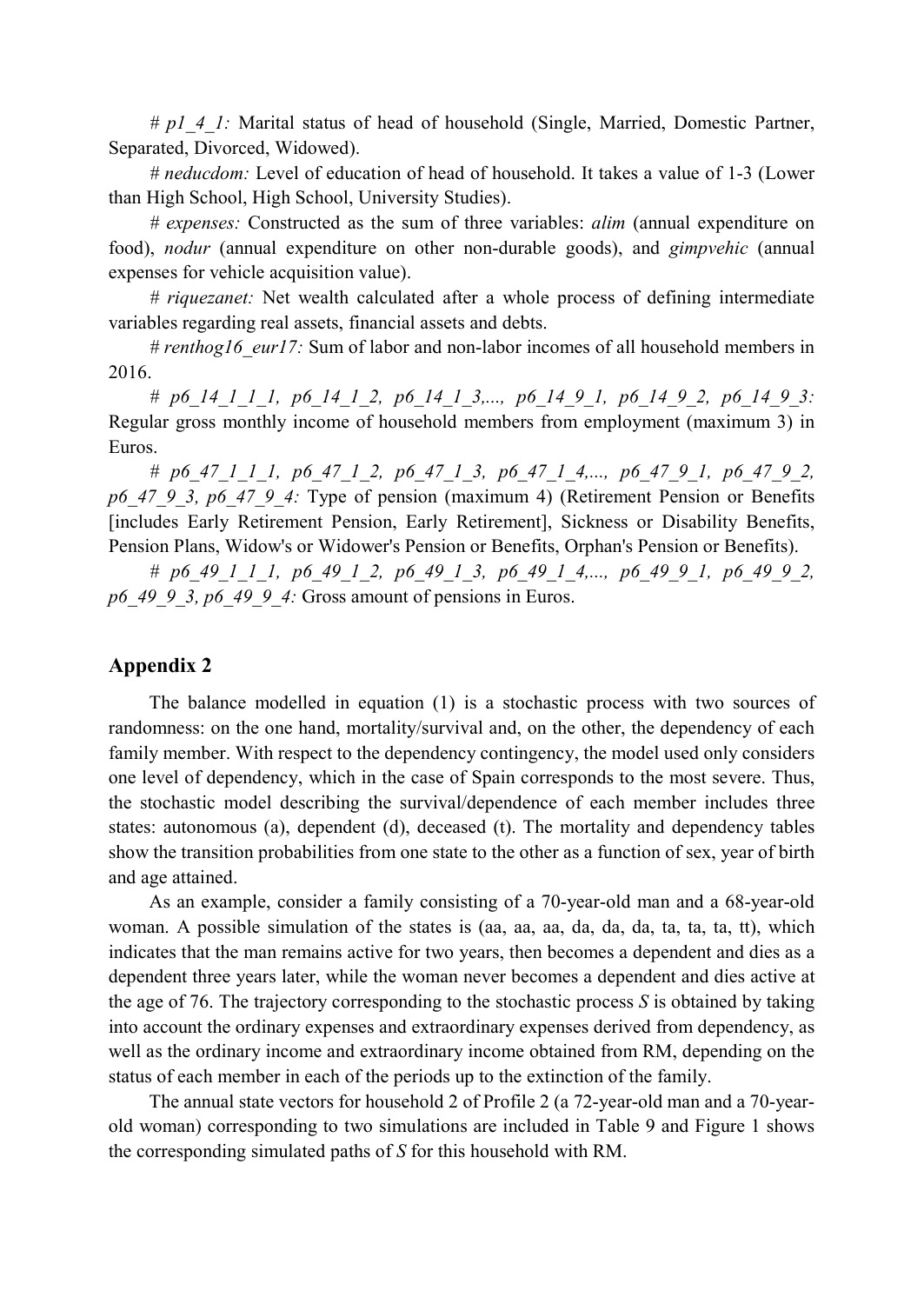# *p1_4_1:* Marital status of head of household (Single, Married, Domestic Partner, Separated, Divorced, Widowed).

# *neducdom:* Level of education of head of household. It takes a value of 1-3 (Lower than High School, High School, University Studies).

# *expenses:* Constructed as the sum of three variables: *alim* (annual expenditure on food), *nodur* (annual expenditure on other non-durable goods), and *gimpvehic* (annual expenses for vehicle acquisition value).

# *riquezanet:* Net wealth calculated after a whole process of defining intermediate variables regarding real assets, financial assets and debts.

# *renthog16_eur17:* Sum of labor and non-labor incomes of all household members in 2016.

# *p6_14_1_1_1, p6_14_1_2, p6_14_1_3,..., p6_14_9_1, p6_14_9_2, p6_14_9_3:* Regular gross monthly income of household members from employment (maximum 3) in Euros.

# *p6_47_1_1_1, p6_47_1_2, p6_47_1_3, p6_47_1_4,..., p6_47_9_1, p6_47_9_2, p6_47_9_3, p6_47_9_4:* Type of pension (maximum 4) (Retirement Pension or Benefits [includes Early Retirement Pension, Early Retirement], Sickness or Disability Benefits, Pension Plans, Widow's or Widower's Pension or Benefits, Orphan's Pension or Benefits).

# *p6_49_1_1_1, p6_49_1_2, p6_49_1_3, p6_49_1_4,..., p6_49_9_1, p6_49_9_2, p6_49_9_3, p6_49_9_4:* Gross amount of pensions in Euros.

## Appendix 2

The balance modelled in equation (1) is a stochastic process with two sources of randomness: on the one hand, mortality/survival and, on the other, the dependency of each family member. With respect to the dependency contingency, the model used only considers one level of dependency, which in the case of Spain corresponds to the most severe. Thus, the stochastic model describing the survival/dependence of each member includes three states: autonomous (a), dependent (d), deceased (t). The mortality and dependency tables show the transition probabilities from one state to the other as a function of sex, year of birth and age attained.

As an example, consider a family consisting of a 70-year-old man and a 68-year-old woman. A possible simulation of the states is (aa, aa, aa, da, da, da, ta, ta, ta, tt), which indicates that the man remains active for two years, then becomes a dependent and dies as a dependent three years later, while the woman never becomes a dependent and dies active at the age of 76. The trajectory corresponding to the stochastic process *S* is obtained by taking into account the ordinary expenses and extraordinary expenses derived from dependency, as well as the ordinary income and extraordinary income obtained from RM, depending on the status of each member in each of the periods up to the extinction of the family.

The annual state vectors for household 2 of Profile 2 (a 72-year-old man and a 70-year-old woman) corresponding to two simulations are included in Table 9 and Figure 1 shows the corresponding simulated paths of *S* for this household with RM.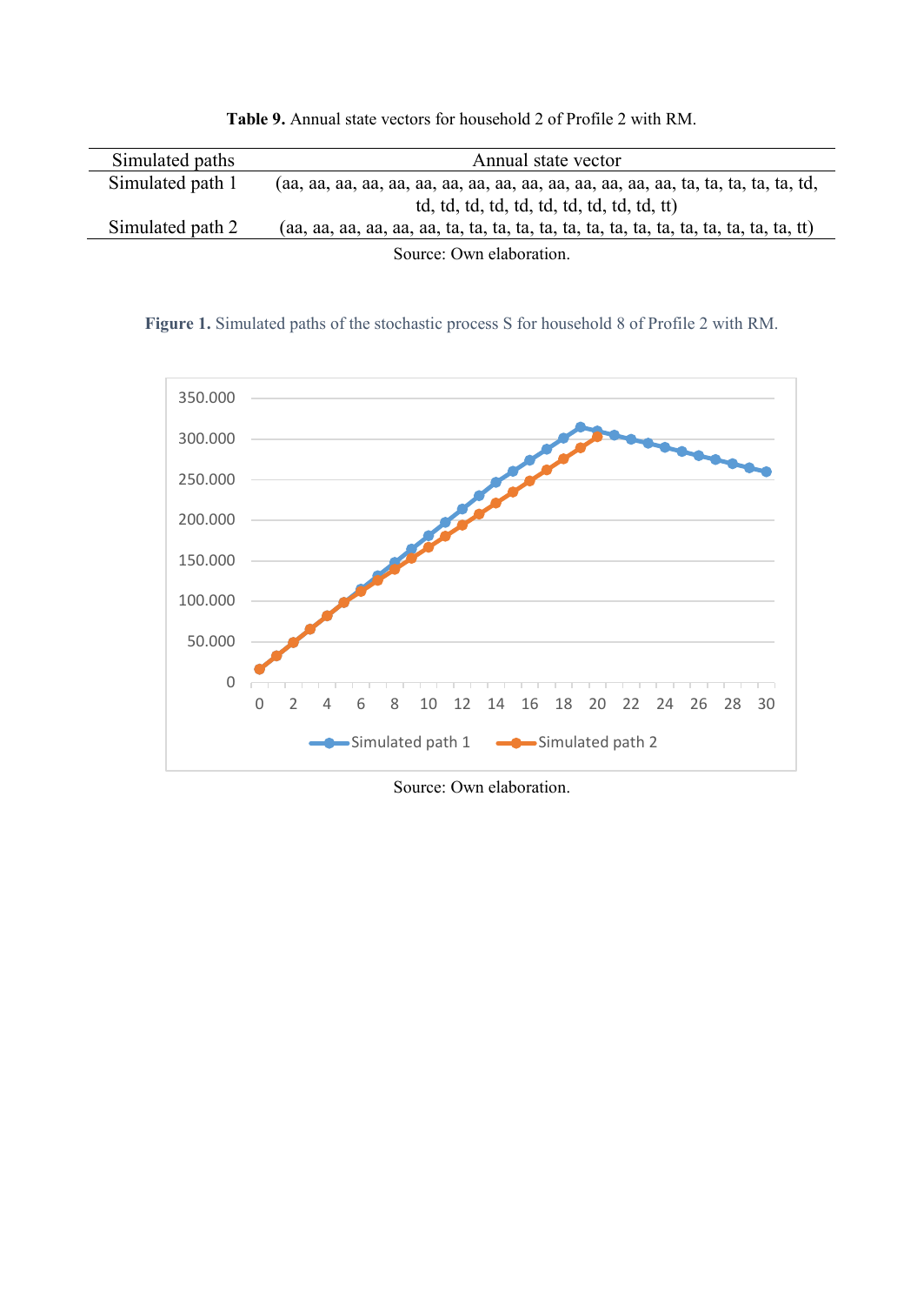**Table 9.** Annual state vectors for household 2 of Profile 2 with RM.

| Simulated paths | Annual state vector |
|---|---|
| Simulated path 1 | (aa, aa, aa, aa, aa, aa, aa, aa, aa, aa, aa, aa, aa, aa, aa, ta, ta, ta, ta, ta, td, td, td, td, td, td, td, td, td, td, tt) |
| Simulated path 2 | (aa, aa, aa, aa, aa, aa, ta, ta, ta, ta, ta, ta, ta, ta, ta, ta, ta, ta, ta, ta, tt) |

Source: Own elaboration.

**Figure 1.** Simulated paths of the stochastic process S for household 8 of Profile 2 with RM.

350.000
300.000
250.000
200.000
150.000
100.000
50.000
0

0 2 4 6 8 10 12 14 16 18 20 22 24 26 28 30

Simulated path 1
Simulated path 2

Source: Own elaboration.